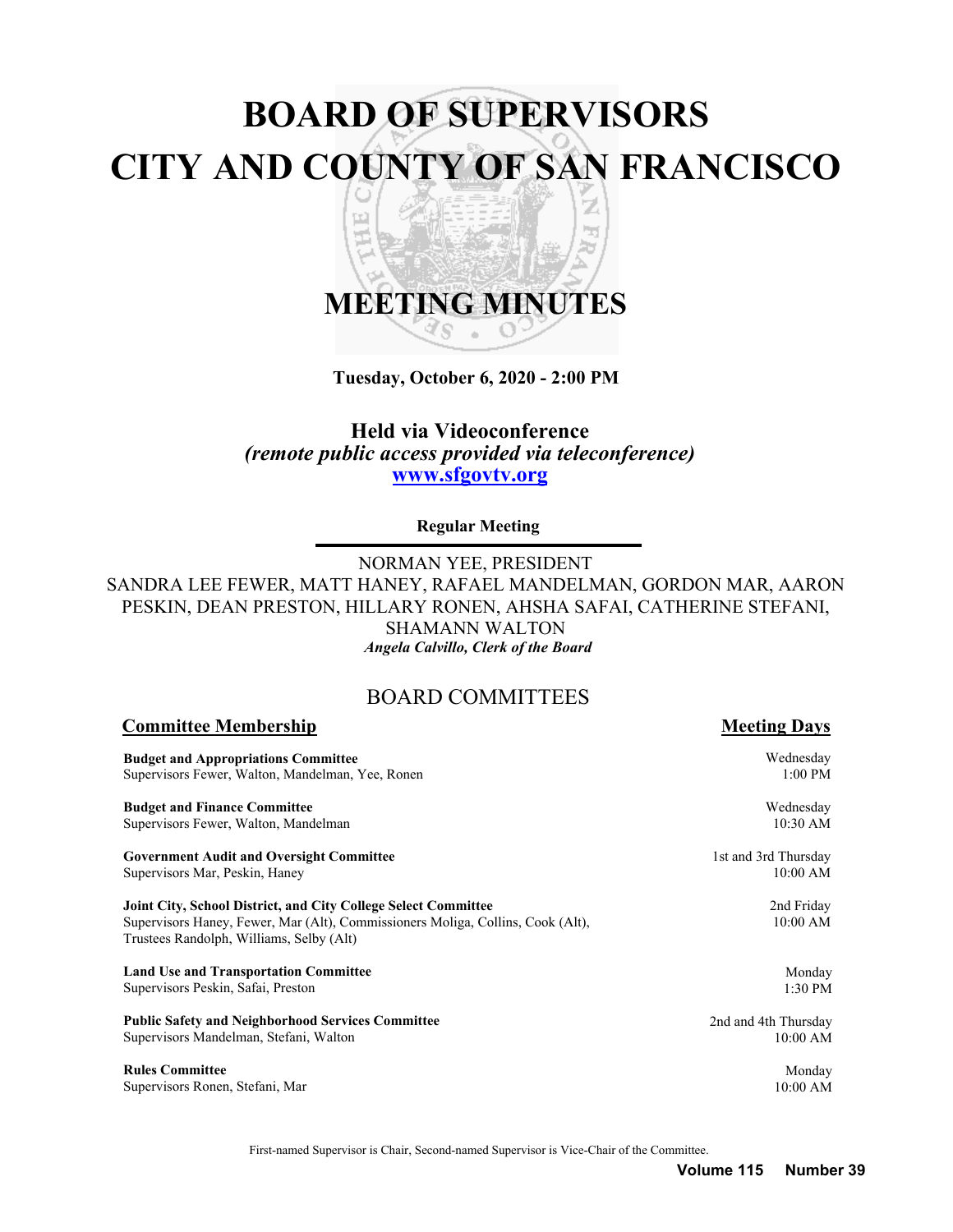# BOARD OF SUPERVISORS
# CITY AND COUNTY OF SAN FRANCISCO

# MEETING MINUTES

**Tuesday, October 6, 2020 - 2:00 PM**

**Held via Videoconference**
***(remote public access provided via teleconference)***
**www.sfgovtv.org**

**Regular Meeting**

NORMAN YEE, PRESIDENT
SANDRA LEE FEWER, MATT HANEY, RAFAEL MANDELMAN, GORDON MAR, AARON PESKIN, DEAN PRESTON, HILLARY RONEN, AHSHA SAFAI, CATHERINE STEFANI, SHAMANN WALTON
*Angela Calvillo, Clerk of the Board*

## BOARD COMMITTEES

| Committee Membership | Meeting Days |
|---|---|
| **Budget and Appropriations Committee**<br>Supervisors Fewer, Walton, Mandelman, Yee, Ronen | Wednesday<br>1:00 PM |
| **Budget and Finance Committee**<br>Supervisors Fewer, Walton, Mandelman | Wednesday<br>10:30 AM |
| **Government Audit and Oversight Committee**<br>Supervisors Mar, Peskin, Haney | 1st and 3rd Thursday<br>10:00 AM |
| **Joint City, School District, and City College Select Committee**<br>Supervisors Haney, Fewer, Mar (Alt), Commissioners Moliga, Collins, Cook (Alt), Trustees Randolph, Williams, Selby (Alt) | 2nd Friday<br>10:00 AM |
| **Land Use and Transportation Committee**<br>Supervisors Peskin, Safai, Preston | Monday<br>1:30 PM |
| **Public Safety and Neighborhood Services Committee**<br>Supervisors Mandelman, Stefani, Walton | 2nd and 4th Thursday<br>10:00 AM |
| **Rules Committee**<br>Supervisors Ronen, Stefani, Mar | Monday<br>10:00 AM |

First-named Supervisor is Chair, Second-named Supervisor is Vice-Chair of the Committee.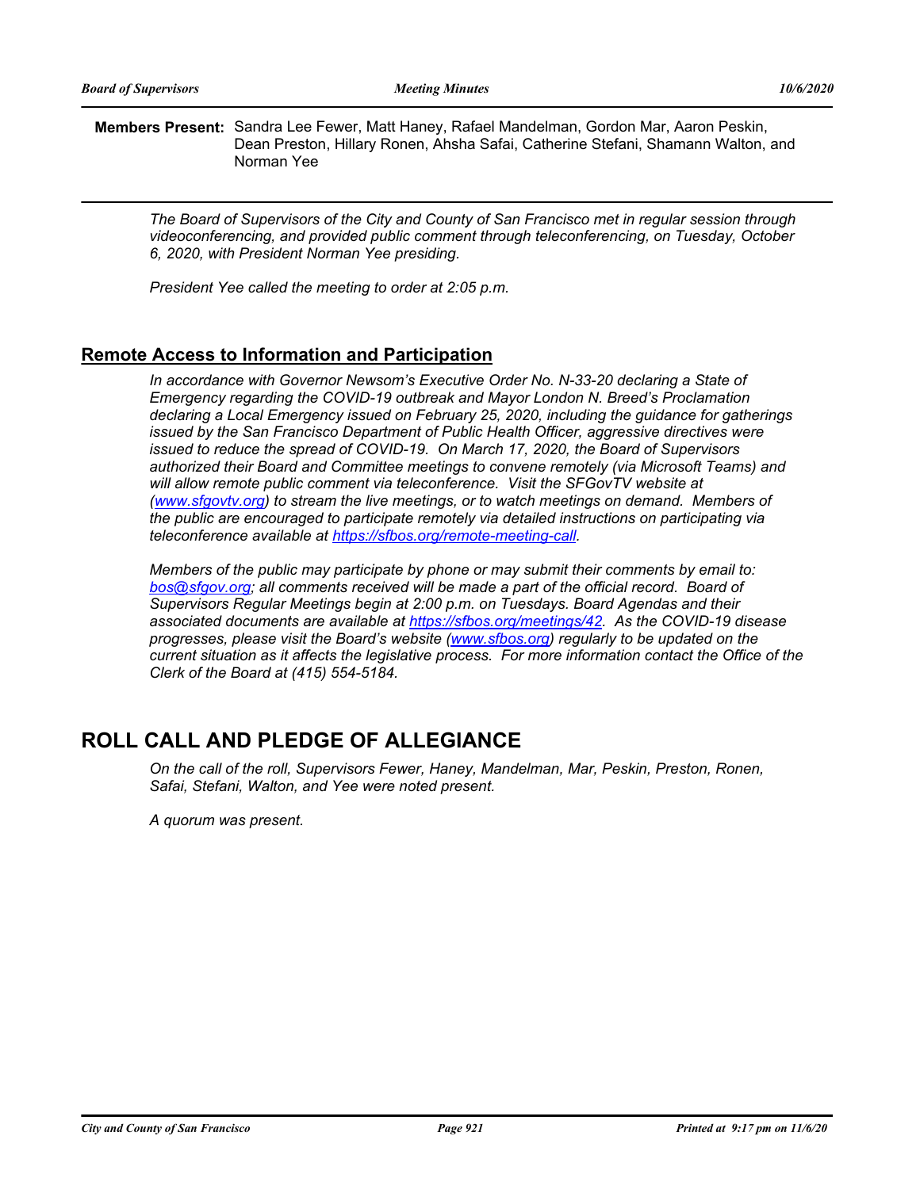**Members Present:** Sandra Lee Fewer, Matt Haney, Rafael Mandelman, Gordon Mar, Aaron Peskin, Dean Preston, Hillary Ronen, Ahsha Safai, Catherine Stefani, Shamann Walton, and Norman Yee

*The Board of Supervisors of the City and County of San Francisco met in regular session through videoconferencing, and provided public comment through teleconferencing, on Tuesday, October 6, 2020, with President Norman Yee presiding.*

*President Yee called the meeting to order at 2:05 p.m.*

## Remote Access to Information and Participation

*In accordance with Governor Newsom's Executive Order No. N-33-20 declaring a State of Emergency regarding the COVID-19 outbreak and Mayor London N. Breed's Proclamation declaring a Local Emergency issued on February 25, 2020, including the guidance for gatherings issued by the San Francisco Department of Public Health Officer, aggressive directives were issued to reduce the spread of COVID-19. On March 17, 2020, the Board of Supervisors authorized their Board and Committee meetings to convene remotely (via Microsoft Teams) and will allow remote public comment via teleconference. Visit the SFGovTV website at (www.sfgovtv.org) to stream the live meetings, or to watch meetings on demand. Members of the public are encouraged to participate remotely via detailed instructions on participating via teleconference available at https://sfbos.org/remote-meeting-call.*

*Members of the public may participate by phone or may submit their comments by email to: bos@sfgov.org; all comments received will be made a part of the official record. Board of Supervisors Regular Meetings begin at 2:00 p.m. on Tuesdays. Board Agendas and their associated documents are available at https://sfbos.org/meetings/42. As the COVID-19 disease progresses, please visit the Board's website (www.sfbos.org) regularly to be updated on the current situation as it affects the legislative process. For more information contact the Office of the Clerk of the Board at (415) 554-5184.*

# ROLL CALL AND PLEDGE OF ALLEGIANCE

*On the call of the roll, Supervisors Fewer, Haney, Mandelman, Mar, Peskin, Preston, Ronen, Safai, Stefani, Walton, and Yee were noted present.*

*A quorum was present.*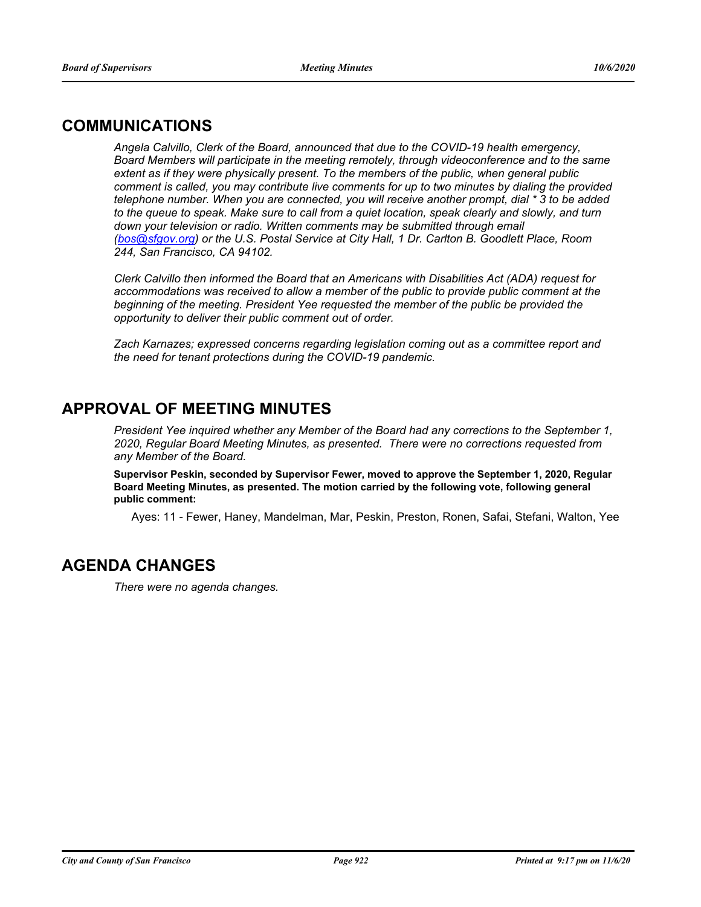## COMMUNICATIONS

*Angela Calvillo, Clerk of the Board, announced that due to the COVID-19 health emergency, Board Members will participate in the meeting remotely, through videoconference and to the same extent as if they were physically present. To the members of the public, when general public comment is called, you may contribute live comments for up to two minutes by dialing the provided telephone number. When you are connected, you will receive another prompt, dial * 3 to be added to the queue to speak. Make sure to call from a quiet location, speak clearly and slowly, and turn down your television or radio. Written comments may be submitted through email (bos@sfgov.org) or the U.S. Postal Service at City Hall, 1 Dr. Carlton B. Goodlett Place, Room 244, San Francisco, CA 94102.*

*Clerk Calvillo then informed the Board that an Americans with Disabilities Act (ADA) request for accommodations was received to allow a member of the public to provide public comment at the beginning of the meeting. President Yee requested the member of the public be provided the opportunity to deliver their public comment out of order.*

*Zach Karnazes; expressed concerns regarding legislation coming out as a committee report and the need for tenant protections during the COVID-19 pandemic.*

## APPROVAL OF MEETING MINUTES

*President Yee inquired whether any Member of the Board had any corrections to the September 1, 2020, Regular Board Meeting Minutes, as presented. There were no corrections requested from any Member of the Board.*

**Supervisor Peskin, seconded by Supervisor Fewer, moved to approve the September 1, 2020, Regular Board Meeting Minutes, as presented. The motion carried by the following vote, following general public comment:**

Ayes: 11 - Fewer, Haney, Mandelman, Mar, Peskin, Preston, Ronen, Safai, Stefani, Walton, Yee

## AGENDA CHANGES

*There were no agenda changes.*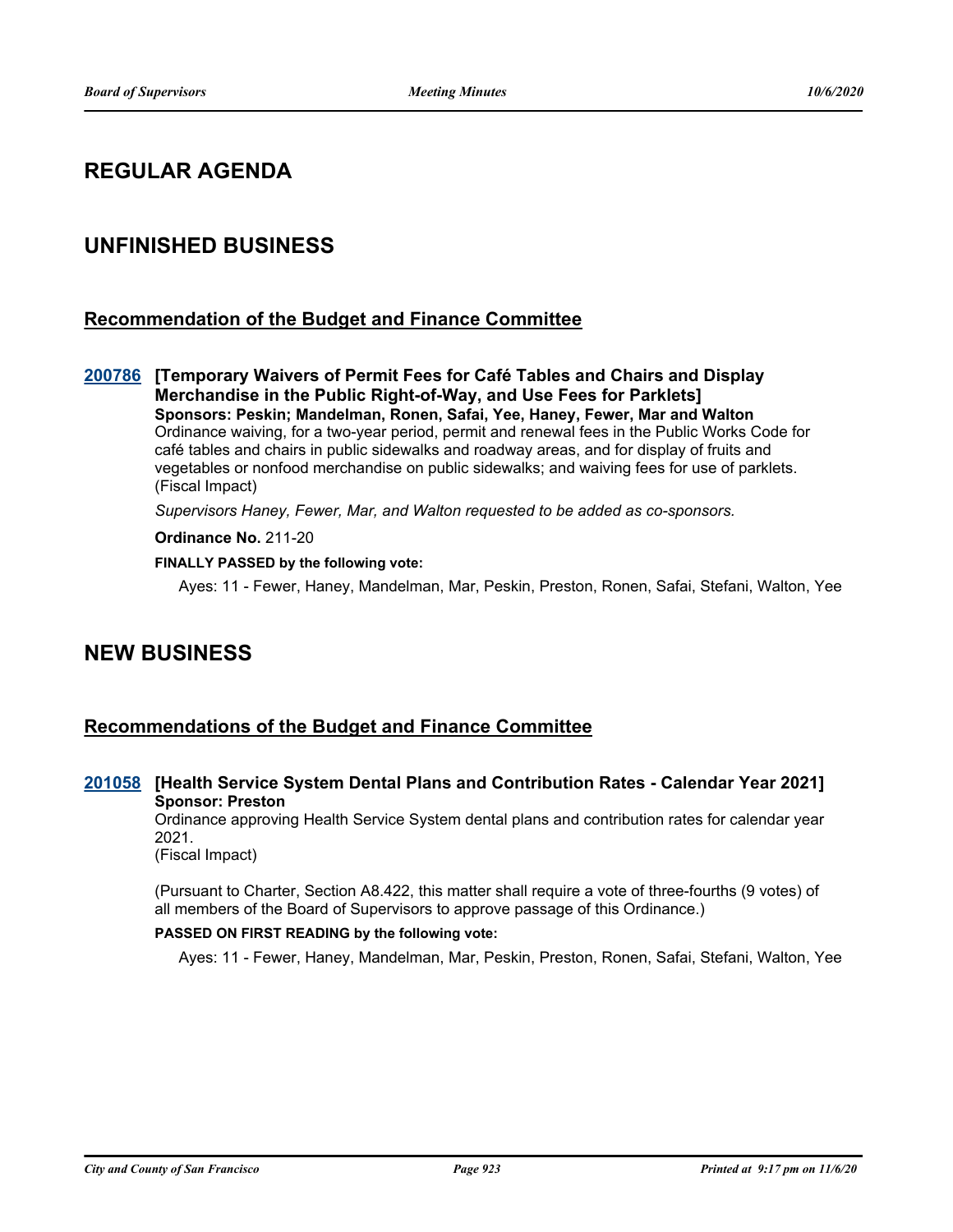## REGULAR AGENDA

## UNFINISHED BUSINESS

### Recommendation of the Budget and Finance Committee

**200786 [Temporary Waivers of Permit Fees for Café Tables and Chairs and Display Merchandise in the Public Right-of-Way, and Use Fees for Parklets]**
**Sponsors: Peskin; Mandelman, Ronen, Safai, Yee, Haney, Fewer, Mar and Walton**
Ordinance waiving, for a two-year period, permit and renewal fees in the Public Works Code for café tables and chairs in public sidewalks and roadway areas, and for display of fruits and vegetables or nonfood merchandise on public sidewalks; and waiving fees for use of parklets. (Fiscal Impact)

*Supervisors Haney, Fewer, Mar, and Walton requested to be added as co-sponsors.*

**Ordinance No.** 211-20

**FINALLY PASSED by the following vote:**

Ayes: 11 - Fewer, Haney, Mandelman, Mar, Peskin, Preston, Ronen, Safai, Stefani, Walton, Yee

## NEW BUSINESS

### Recommendations of the Budget and Finance Committee

**201058 [Health Service System Dental Plans and Contribution Rates - Calendar Year 2021]**
**Sponsor: Preston**
Ordinance approving Health Service System dental plans and contribution rates for calendar year 2021.
(Fiscal Impact)

(Pursuant to Charter, Section A8.422, this matter shall require a vote of three-fourths (9 votes) of all members of the Board of Supervisors to approve passage of this Ordinance.)

**PASSED ON FIRST READING by the following vote:**

Ayes: 11 - Fewer, Haney, Mandelman, Mar, Peskin, Preston, Ronen, Safai, Stefani, Walton, Yee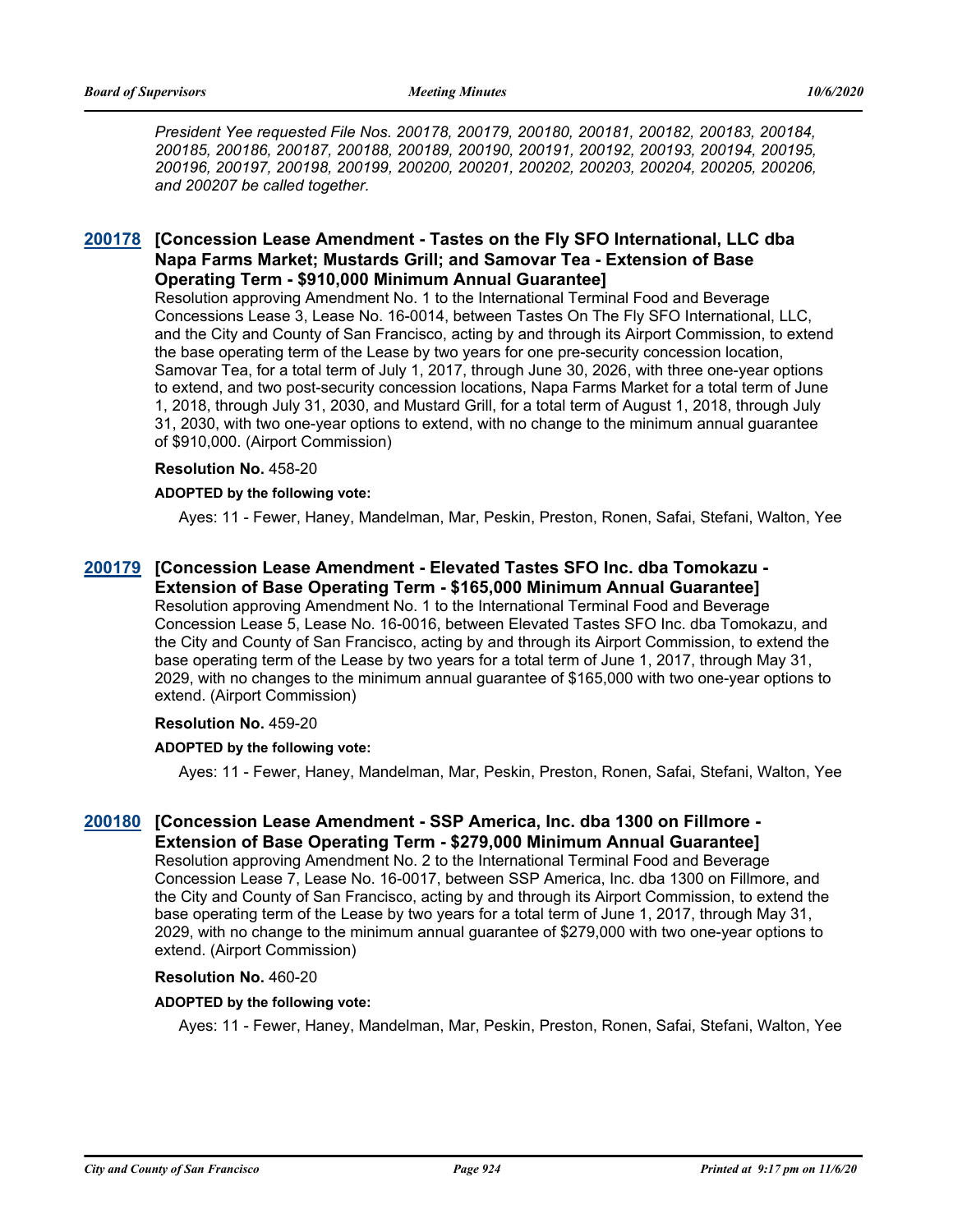*President Yee requested File Nos. 200178, 200179, 200180, 200181, 200182, 200183, 200184, 200185, 200186, 200187, 200188, 200189, 200190, 200191, 200192, 200193, 200194, 200195, 200196, 200197, 200198, 200199, 200200, 200201, 200202, 200203, 200204, 200205, 200206, and 200207 be called together.*

### 200178 [Concession Lease Amendment - Tastes on the Fly SFO International, LLC dba Napa Farms Market; Mustards Grill; and Samovar Tea - Extension of Base Operating Term - $910,000 Minimum Annual Guarantee]

Resolution approving Amendment No. 1 to the International Terminal Food and Beverage Concessions Lease 3, Lease No. 16-0014, between Tastes On The Fly SFO International, LLC, and the City and County of San Francisco, acting by and through its Airport Commission, to extend the base operating term of the Lease by two years for one pre-security concession location, Samovar Tea, for a total term of July 1, 2017, through June 30, 2026, with three one-year options to extend, and two post-security concession locations, Napa Farms Market for a total term of June 1, 2018, through July 31, 2030, and Mustard Grill, for a total term of August 1, 2018, through July 31, 2030, with two one-year options to extend, with no change to the minimum annual guarantee of $910,000. (Airport Commission)

**Resolution No.** 458-20

**ADOPTED by the following vote:**

Ayes: 11 - Fewer, Haney, Mandelman, Mar, Peskin, Preston, Ronen, Safai, Stefani, Walton, Yee

### 200179 [Concession Lease Amendment - Elevated Tastes SFO Inc. dba Tomokazu - Extension of Base Operating Term - $165,000 Minimum Annual Guarantee]

Resolution approving Amendment No. 1 to the International Terminal Food and Beverage Concession Lease 5, Lease No. 16-0016, between Elevated Tastes SFO Inc. dba Tomokazu, and the City and County of San Francisco, acting by and through its Airport Commission, to extend the base operating term of the Lease by two years for a total term of June 1, 2017, through May 31, 2029, with no changes to the minimum annual guarantee of $165,000 with two one-year options to extend. (Airport Commission)

**Resolution No.** 459-20

**ADOPTED by the following vote:**

Ayes: 11 - Fewer, Haney, Mandelman, Mar, Peskin, Preston, Ronen, Safai, Stefani, Walton, Yee

### 200180 [Concession Lease Amendment - SSP America, Inc. dba 1300 on Fillmore - Extension of Base Operating Term - $279,000 Minimum Annual Guarantee]

Resolution approving Amendment No. 2 to the International Terminal Food and Beverage Concession Lease 7, Lease No. 16-0017, between SSP America, Inc. dba 1300 on Fillmore, and the City and County of San Francisco, acting by and through its Airport Commission, to extend the base operating term of the Lease by two years for a total term of June 1, 2017, through May 31, 2029, with no change to the minimum annual guarantee of $279,000 with two one-year options to extend. (Airport Commission)

**Resolution No.** 460-20

**ADOPTED by the following vote:**

Ayes: 11 - Fewer, Haney, Mandelman, Mar, Peskin, Preston, Ronen, Safai, Stefani, Walton, Yee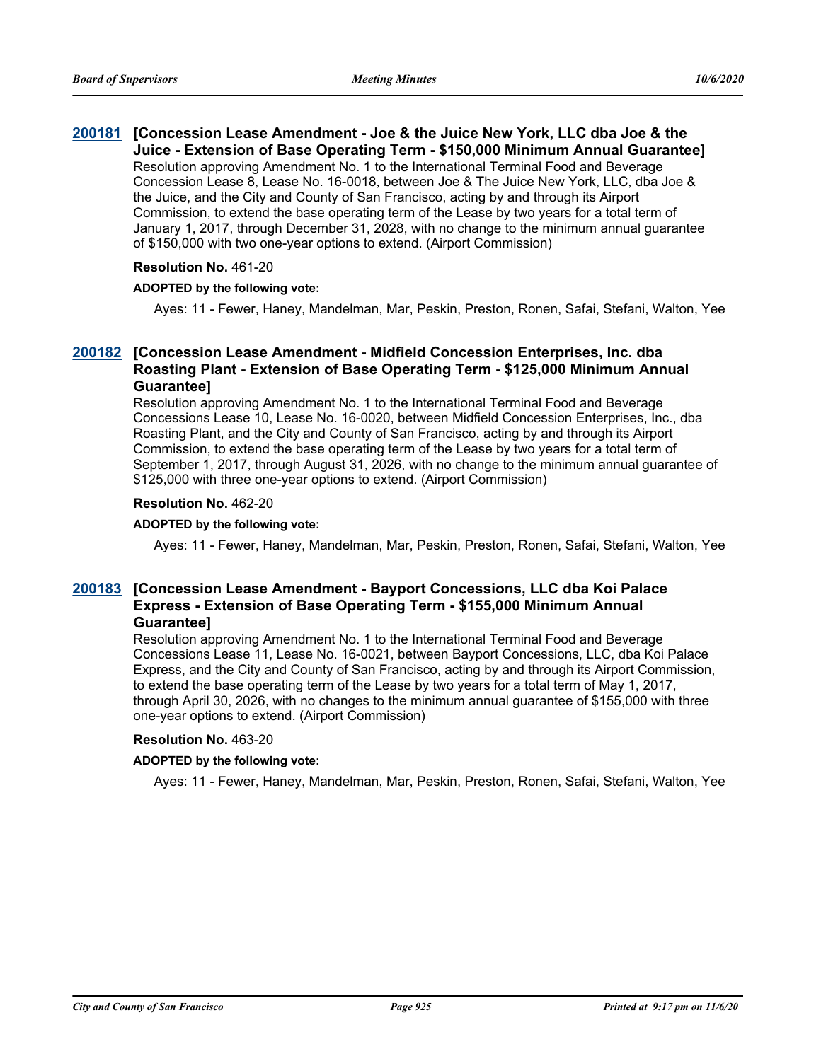### 200181 [Concession Lease Amendment - Joe & the Juice New York, LLC dba Joe & the Juice - Extension of Base Operating Term - $150,000 Minimum Annual Guarantee]

Resolution approving Amendment No. 1 to the International Terminal Food and Beverage Concession Lease 8, Lease No. 16-0018, between Joe & The Juice New York, LLC, dba Joe & the Juice, and the City and County of San Francisco, acting by and through its Airport Commission, to extend the base operating term of the Lease by two years for a total term of January 1, 2017, through December 31, 2028, with no change to the minimum annual guarantee of $150,000 with two one-year options to extend. (Airport Commission)

**Resolution No.** 461-20

**ADOPTED by the following vote:**

Ayes: 11 - Fewer, Haney, Mandelman, Mar, Peskin, Preston, Ronen, Safai, Stefani, Walton, Yee

### 200182 [Concession Lease Amendment - Midfield Concession Enterprises, Inc. dba Roasting Plant - Extension of Base Operating Term - $125,000 Minimum Annual Guarantee]

Resolution approving Amendment No. 1 to the International Terminal Food and Beverage Concessions Lease 10, Lease No. 16-0020, between Midfield Concession Enterprises, Inc., dba Roasting Plant, and the City and County of San Francisco, acting by and through its Airport Commission, to extend the base operating term of the Lease by two years for a total term of September 1, 2017, through August 31, 2026, with no change to the minimum annual guarantee of $125,000 with three one-year options to extend. (Airport Commission)

**Resolution No.** 462-20

**ADOPTED by the following vote:**

Ayes: 11 - Fewer, Haney, Mandelman, Mar, Peskin, Preston, Ronen, Safai, Stefani, Walton, Yee

### 200183 [Concession Lease Amendment - Bayport Concessions, LLC dba Koi Palace Express - Extension of Base Operating Term - $155,000 Minimum Annual Guarantee]

Resolution approving Amendment No. 1 to the International Terminal Food and Beverage Concessions Lease 11, Lease No. 16-0021, between Bayport Concessions, LLC, dba Koi Palace Express, and the City and County of San Francisco, acting by and through its Airport Commission, to extend the base operating term of the Lease by two years for a total term of May 1, 2017, through April 30, 2026, with no changes to the minimum annual guarantee of $155,000 with three one-year options to extend. (Airport Commission)

**Resolution No.** 463-20

**ADOPTED by the following vote:**

Ayes: 11 - Fewer, Haney, Mandelman, Mar, Peskin, Preston, Ronen, Safai, Stefani, Walton, Yee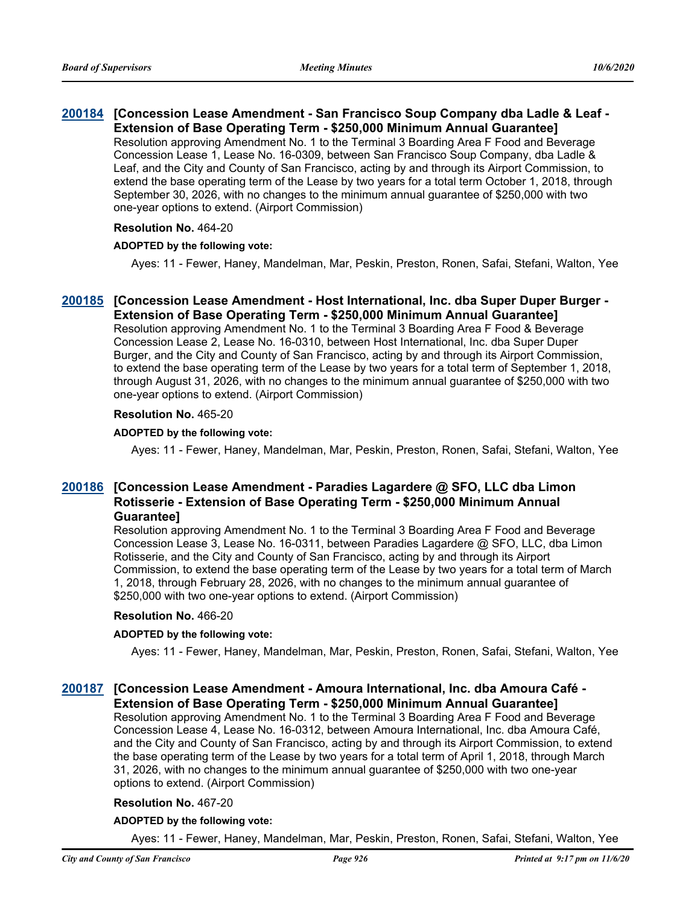### 200184 [Concession Lease Amendment - San Francisco Soup Company dba Ladle & Leaf - Extension of Base Operating Term - $250,000 Minimum Annual Guarantee]

Resolution approving Amendment No. 1 to the Terminal 3 Boarding Area F Food and Beverage Concession Lease 1, Lease No. 16-0309, between San Francisco Soup Company, dba Ladle & Leaf, and the City and County of San Francisco, acting by and through its Airport Commission, to extend the base operating term of the Lease by two years for a total term October 1, 2018, through September 30, 2026, with no changes to the minimum annual guarantee of $250,000 with two one-year options to extend. (Airport Commission)

**Resolution No.** 464-20

**ADOPTED by the following vote:**

Ayes: 11 - Fewer, Haney, Mandelman, Mar, Peskin, Preston, Ronen, Safai, Stefani, Walton, Yee

### 200185 [Concession Lease Amendment - Host International, Inc. dba Super Duper Burger - Extension of Base Operating Term - $250,000 Minimum Annual Guarantee]

Resolution approving Amendment No. 1 to the Terminal 3 Boarding Area F Food & Beverage Concession Lease 2, Lease No. 16-0310, between Host International, Inc. dba Super Duper Burger, and the City and County of San Francisco, acting by and through its Airport Commission, to extend the base operating term of the Lease by two years for a total term of September 1, 2018, through August 31, 2026, with no changes to the minimum annual guarantee of $250,000 with two one-year options to extend. (Airport Commission)

**Resolution No.** 465-20

**ADOPTED by the following vote:**

Ayes: 11 - Fewer, Haney, Mandelman, Mar, Peskin, Preston, Ronen, Safai, Stefani, Walton, Yee

### 200186 [Concession Lease Amendment - Paradies Lagardere @ SFO, LLC dba Limon Rotisserie - Extension of Base Operating Term - $250,000 Minimum Annual Guarantee]

Resolution approving Amendment No. 1 to the Terminal 3 Boarding Area F Food and Beverage Concession Lease 3, Lease No. 16-0311, between Paradies Lagardere @ SFO, LLC, dba Limon Rotisserie, and the City and County of San Francisco, acting by and through its Airport Commission, to extend the base operating term of the Lease by two years for a total term of March 1, 2018, through February 28, 2026, with no changes to the minimum annual guarantee of $250,000 with two one-year options to extend. (Airport Commission)

**Resolution No.** 466-20

**ADOPTED by the following vote:**

Ayes: 11 - Fewer, Haney, Mandelman, Mar, Peskin, Preston, Ronen, Safai, Stefani, Walton, Yee

### 200187 [Concession Lease Amendment - Amoura International, Inc. dba Amoura Café - Extension of Base Operating Term - $250,000 Minimum Annual Guarantee]

Resolution approving Amendment No. 1 to the Terminal 3 Boarding Area F Food and Beverage Concession Lease 4, Lease No. 16-0312, between Amoura International, Inc. dba Amoura Café, and the City and County of San Francisco, acting by and through its Airport Commission, to extend the base operating term of the Lease by two years for a total term of April 1, 2018, through March 31, 2026, with no changes to the minimum annual guarantee of $250,000 with two one-year options to extend. (Airport Commission)

**Resolution No.** 467-20

**ADOPTED by the following vote:**

Ayes: 11 - Fewer, Haney, Mandelman, Mar, Peskin, Preston, Ronen, Safai, Stefani, Walton, Yee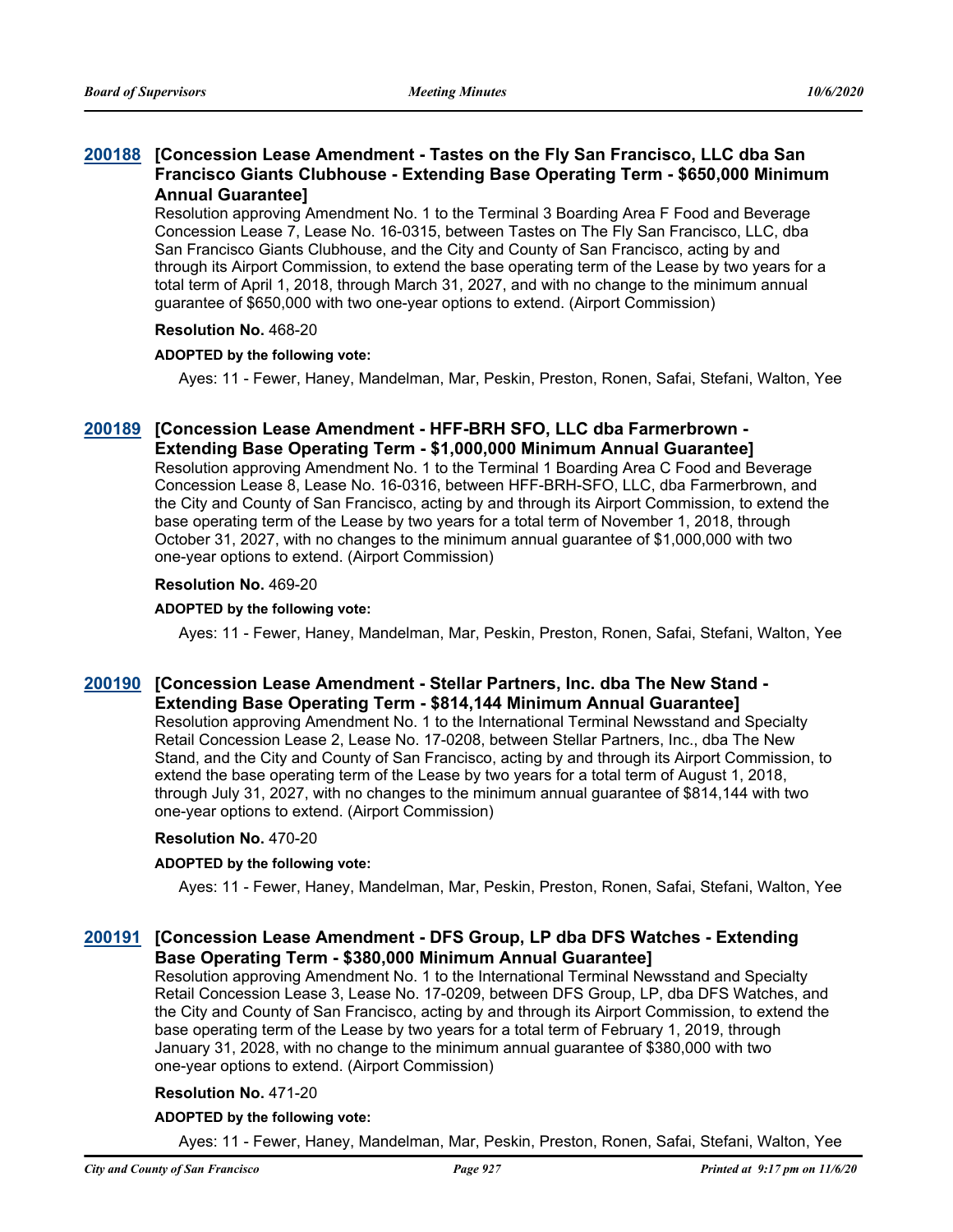### 200188 [Concession Lease Amendment - Tastes on the Fly San Francisco, LLC dba San Francisco Giants Clubhouse - Extending Base Operating Term - $650,000 Minimum Annual Guarantee]

Resolution approving Amendment No. 1 to the Terminal 3 Boarding Area F Food and Beverage Concession Lease 7, Lease No. 16-0315, between Tastes on The Fly San Francisco, LLC, dba San Francisco Giants Clubhouse, and the City and County of San Francisco, acting by and through its Airport Commission, to extend the base operating term of the Lease by two years for a total term of April 1, 2018, through March 31, 2027, and with no change to the minimum annual guarantee of $650,000 with two one-year options to extend. (Airport Commission)

**Resolution No.** 468-20

**ADOPTED by the following vote:**

Ayes: 11 - Fewer, Haney, Mandelman, Mar, Peskin, Preston, Ronen, Safai, Stefani, Walton, Yee

### 200189 [Concession Lease Amendment - HFF-BRH SFO, LLC dba Farmerbrown - Extending Base Operating Term - $1,000,000 Minimum Annual Guarantee]

Resolution approving Amendment No. 1 to the Terminal 1 Boarding Area C Food and Beverage Concession Lease 8, Lease No. 16-0316, between HFF-BRH-SFO, LLC, dba Farmerbrown, and the City and County of San Francisco, acting by and through its Airport Commission, to extend the base operating term of the Lease by two years for a total term of November 1, 2018, through October 31, 2027, with no changes to the minimum annual guarantee of $1,000,000 with two one-year options to extend. (Airport Commission)

**Resolution No.** 469-20

**ADOPTED by the following vote:**

Ayes: 11 - Fewer, Haney, Mandelman, Mar, Peskin, Preston, Ronen, Safai, Stefani, Walton, Yee

### 200190 [Concession Lease Amendment - Stellar Partners, Inc. dba The New Stand - Extending Base Operating Term - $814,144 Minimum Annual Guarantee]

Resolution approving Amendment No. 1 to the International Terminal Newsstand and Specialty Retail Concession Lease 2, Lease No. 17-0208, between Stellar Partners, Inc., dba The New Stand, and the City and County of San Francisco, acting by and through its Airport Commission, to extend the base operating term of the Lease by two years for a total term of August 1, 2018, through July 31, 2027, with no changes to the minimum annual guarantee of $814,144 with two one-year options to extend. (Airport Commission)

**Resolution No.** 470-20

**ADOPTED by the following vote:**

Ayes: 11 - Fewer, Haney, Mandelman, Mar, Peskin, Preston, Ronen, Safai, Stefani, Walton, Yee

### 200191 [Concession Lease Amendment - DFS Group, LP dba DFS Watches - Extending Base Operating Term - $380,000 Minimum Annual Guarantee]

Resolution approving Amendment No. 1 to the International Terminal Newsstand and Specialty Retail Concession Lease 3, Lease No. 17-0209, between DFS Group, LP, dba DFS Watches, and the City and County of San Francisco, acting by and through its Airport Commission, to extend the base operating term of the Lease by two years for a total term of February 1, 2019, through January 31, 2028, with no change to the minimum annual guarantee of $380,000 with two one-year options to extend. (Airport Commission)

**Resolution No.** 471-20

**ADOPTED by the following vote:**

Ayes: 11 - Fewer, Haney, Mandelman, Mar, Peskin, Preston, Ronen, Safai, Stefani, Walton, Yee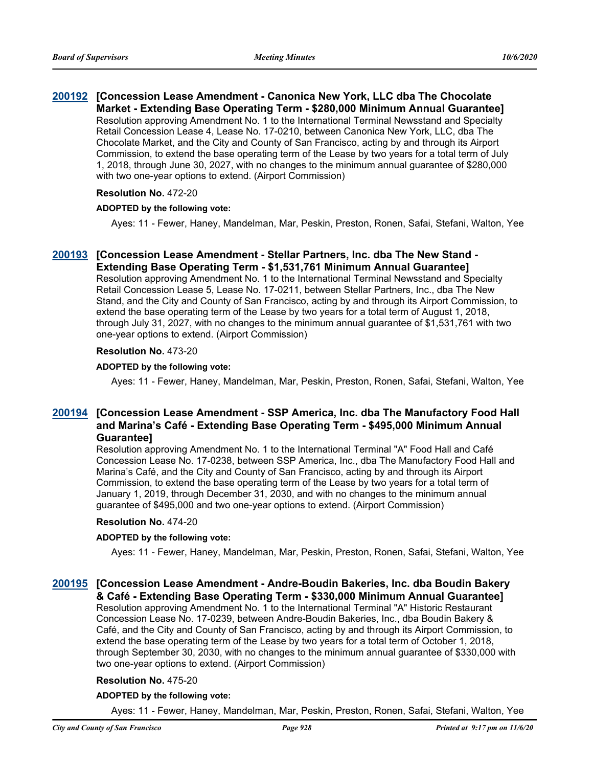### 200192 [Concession Lease Amendment - Canonica New York, LLC dba The Chocolate Market - Extending Base Operating Term - $280,000 Minimum Annual Guarantee]

Resolution approving Amendment No. 1 to the International Terminal Newsstand and Specialty Retail Concession Lease 4, Lease No. 17-0210, between Canonica New York, LLC, dba The Chocolate Market, and the City and County of San Francisco, acting by and through its Airport Commission, to extend the base operating term of the Lease by two years for a total term of July 1, 2018, through June 30, 2027, with no changes to the minimum annual guarantee of $280,000 with two one-year options to extend. (Airport Commission)

**Resolution No.** 472-20

**ADOPTED by the following vote:**

Ayes: 11 - Fewer, Haney, Mandelman, Mar, Peskin, Preston, Ronen, Safai, Stefani, Walton, Yee

### 200193 [Concession Lease Amendment - Stellar Partners, Inc. dba The New Stand - Extending Base Operating Term - $1,531,761 Minimum Annual Guarantee]

Resolution approving Amendment No. 1 to the International Terminal Newsstand and Specialty Retail Concession Lease 5, Lease No. 17-0211, between Stellar Partners, Inc., dba The New Stand, and the City and County of San Francisco, acting by and through its Airport Commission, to extend the base operating term of the Lease by two years for a total term of August 1, 2018, through July 31, 2027, with no changes to the minimum annual guarantee of $1,531,761 with two one-year options to extend. (Airport Commission)

**Resolution No.** 473-20

**ADOPTED by the following vote:**

Ayes: 11 - Fewer, Haney, Mandelman, Mar, Peskin, Preston, Ronen, Safai, Stefani, Walton, Yee

### 200194 [Concession Lease Amendment - SSP America, Inc. dba The Manufactory Food Hall and Marina's Café - Extending Base Operating Term - $495,000 Minimum Annual Guarantee]

Resolution approving Amendment No. 1 to the International Terminal "A" Food Hall and Café Concession Lease No. 17-0238, between SSP America, Inc., dba The Manufactory Food Hall and Marina's Café, and the City and County of San Francisco, acting by and through its Airport Commission, to extend the base operating term of the Lease by two years for a total term of January 1, 2019, through December 31, 2030, and with no changes to the minimum annual guarantee of $495,000 and two one-year options to extend. (Airport Commission)

**Resolution No.** 474-20

**ADOPTED by the following vote:**

Ayes: 11 - Fewer, Haney, Mandelman, Mar, Peskin, Preston, Ronen, Safai, Stefani, Walton, Yee

### 200195 [Concession Lease Amendment - Andre-Boudin Bakeries, Inc. dba Boudin Bakery & Café - Extending Base Operating Term - $330,000 Minimum Annual Guarantee]

Resolution approving Amendment No. 1 to the International Terminal "A" Historic Restaurant Concession Lease No. 17-0239, between Andre-Boudin Bakeries, Inc., dba Boudin Bakery & Café, and the City and County of San Francisco, acting by and through its Airport Commission, to extend the base operating term of the Lease by two years for a total term of October 1, 2018, through September 30, 2030, with no changes to the minimum annual guarantee of $330,000 with two one-year options to extend. (Airport Commission)

**Resolution No.** 475-20

**ADOPTED by the following vote:**

Ayes: 11 - Fewer, Haney, Mandelman, Mar, Peskin, Preston, Ronen, Safai, Stefani, Walton, Yee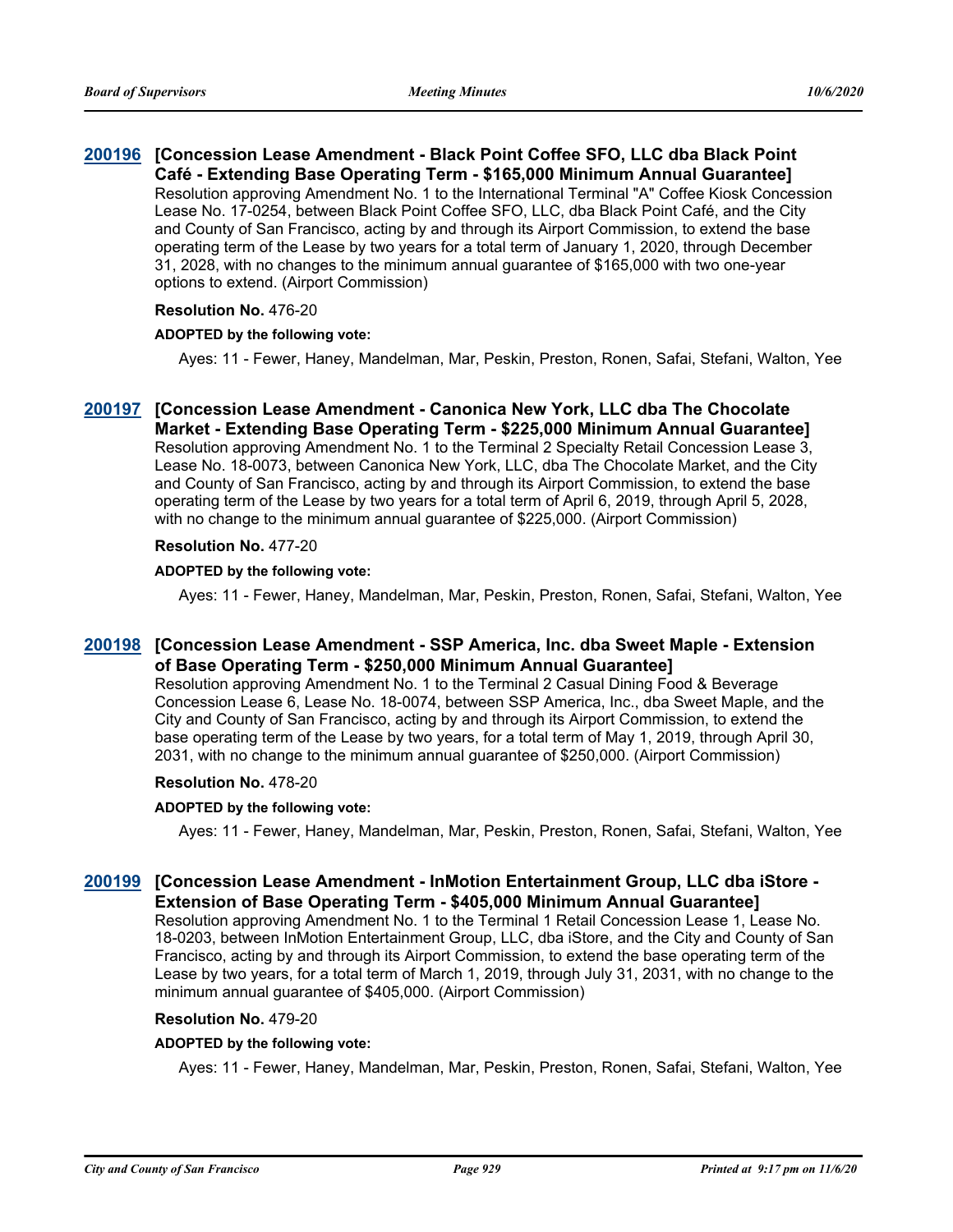**200196 [Concession Lease Amendment - Black Point Coffee SFO, LLC dba Black Point Café - Extending Base Operating Term - $165,000 Minimum Annual Guarantee]**

Resolution approving Amendment No. 1 to the International Terminal "A" Coffee Kiosk Concession Lease No. 17-0254, between Black Point Coffee SFO, LLC, dba Black Point Café, and the City and County of San Francisco, acting by and through its Airport Commission, to extend the base operating term of the Lease by two years for a total term of January 1, 2020, through December 31, 2028, with no changes to the minimum annual guarantee of $165,000 with two one-year options to extend. (Airport Commission)

**Resolution No.** 476-20

**ADOPTED by the following vote:**

Ayes: 11 - Fewer, Haney, Mandelman, Mar, Peskin, Preston, Ronen, Safai, Stefani, Walton, Yee

**200197 [Concession Lease Amendment - Canonica New York, LLC dba The Chocolate Market - Extending Base Operating Term - $225,000 Minimum Annual Guarantee]**

Resolution approving Amendment No. 1 to the Terminal 2 Specialty Retail Concession Lease 3, Lease No. 18-0073, between Canonica New York, LLC, dba The Chocolate Market, and the City and County of San Francisco, acting by and through its Airport Commission, to extend the base operating term of the Lease by two years for a total term of April 6, 2019, through April 5, 2028, with no change to the minimum annual guarantee of $225,000. (Airport Commission)

**Resolution No.** 477-20

**ADOPTED by the following vote:**

Ayes: 11 - Fewer, Haney, Mandelman, Mar, Peskin, Preston, Ronen, Safai, Stefani, Walton, Yee

**200198 [Concession Lease Amendment - SSP America, Inc. dba Sweet Maple - Extension of Base Operating Term - $250,000 Minimum Annual Guarantee]**

Resolution approving Amendment No. 1 to the Terminal 2 Casual Dining Food & Beverage Concession Lease 6, Lease No. 18-0074, between SSP America, Inc., dba Sweet Maple, and the City and County of San Francisco, acting by and through its Airport Commission, to extend the base operating term of the Lease by two years, for a total term of May 1, 2019, through April 30, 2031, with no change to the minimum annual guarantee of $250,000. (Airport Commission)

**Resolution No.** 478-20

**ADOPTED by the following vote:**

Ayes: 11 - Fewer, Haney, Mandelman, Mar, Peskin, Preston, Ronen, Safai, Stefani, Walton, Yee

**200199 [Concession Lease Amendment - InMotion Entertainment Group, LLC dba iStore - Extension of Base Operating Term - $405,000 Minimum Annual Guarantee]**

Resolution approving Amendment No. 1 to the Terminal 1 Retail Concession Lease 1, Lease No. 18-0203, between InMotion Entertainment Group, LLC, dba iStore, and the City and County of San Francisco, acting by and through its Airport Commission, to extend the base operating term of the Lease by two years, for a total term of March 1, 2019, through July 31, 2031, with no change to the minimum annual guarantee of $405,000. (Airport Commission)

**Resolution No.** 479-20

**ADOPTED by the following vote:**

Ayes: 11 - Fewer, Haney, Mandelman, Mar, Peskin, Preston, Ronen, Safai, Stefani, Walton, Yee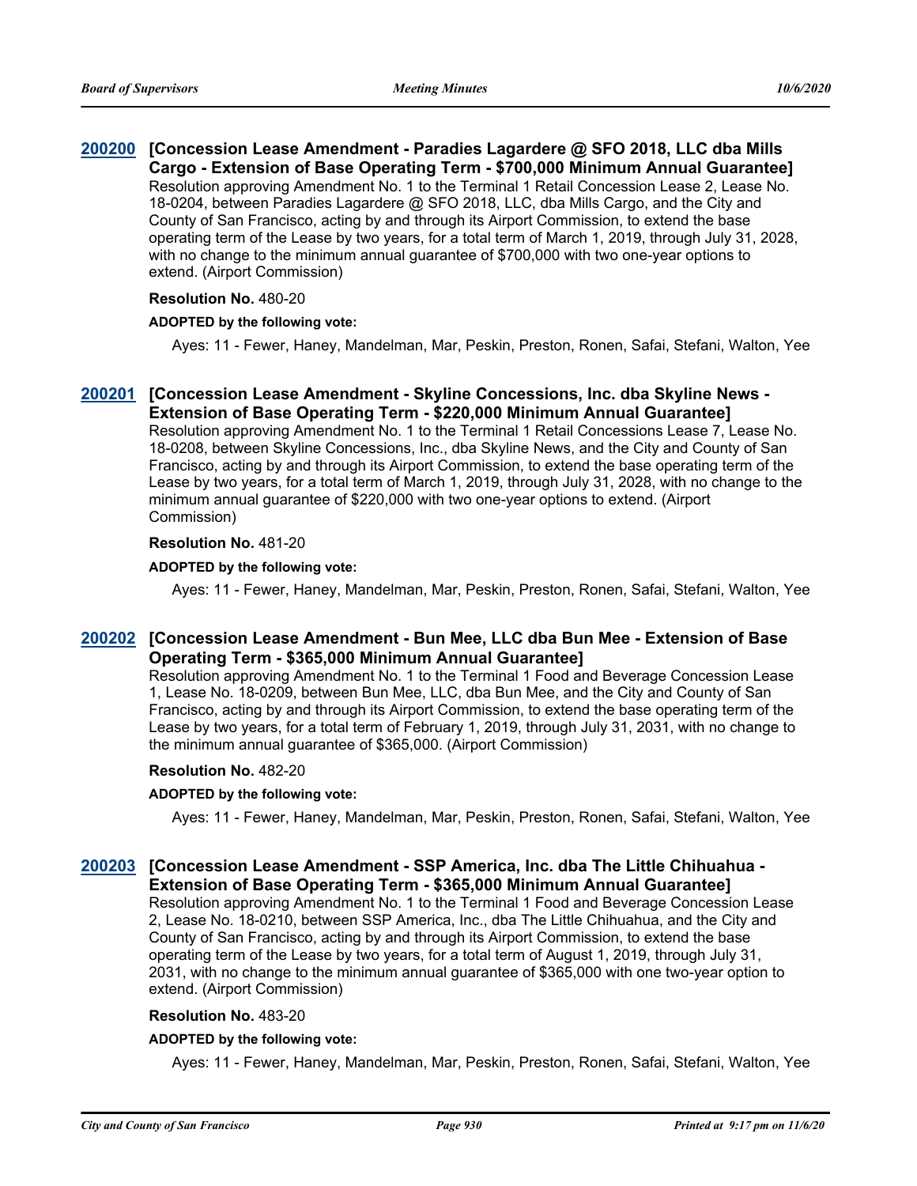### 200200 [Concession Lease Amendment - Paradies Lagardere @ SFO 2018, LLC dba Mills Cargo - Extension of Base Operating Term - $700,000 Minimum Annual Guarantee]

Resolution approving Amendment No. 1 to the Terminal 1 Retail Concession Lease 2, Lease No. 18-0204, between Paradies Lagardere @ SFO 2018, LLC, dba Mills Cargo, and the City and County of San Francisco, acting by and through its Airport Commission, to extend the base operating term of the Lease by two years, for a total term of March 1, 2019, through July 31, 2028, with no change to the minimum annual guarantee of $700,000 with two one-year options to extend. (Airport Commission)

**Resolution No.** 480-20

**ADOPTED by the following vote:**

Ayes: 11 - Fewer, Haney, Mandelman, Mar, Peskin, Preston, Ronen, Safai, Stefani, Walton, Yee

### 200201 [Concession Lease Amendment - Skyline Concessions, Inc. dba Skyline News - Extension of Base Operating Term - $220,000 Minimum Annual Guarantee]

Resolution approving Amendment No. 1 to the Terminal 1 Retail Concessions Lease 7, Lease No. 18-0208, between Skyline Concessions, Inc., dba Skyline News, and the City and County of San Francisco, acting by and through its Airport Commission, to extend the base operating term of the Lease by two years, for a total term of March 1, 2019, through July 31, 2028, with no change to the minimum annual guarantee of $220,000 with two one-year options to extend. (Airport Commission)

**Resolution No.** 481-20

**ADOPTED by the following vote:**

Ayes: 11 - Fewer, Haney, Mandelman, Mar, Peskin, Preston, Ronen, Safai, Stefani, Walton, Yee

### 200202 [Concession Lease Amendment - Bun Mee, LLC dba Bun Mee - Extension of Base Operating Term - $365,000 Minimum Annual Guarantee]

Resolution approving Amendment No. 1 to the Terminal 1 Food and Beverage Concession Lease 1, Lease No. 18-0209, between Bun Mee, LLC, dba Bun Mee, and the City and County of San Francisco, acting by and through its Airport Commission, to extend the base operating term of the Lease by two years, for a total term of February 1, 2019, through July 31, 2031, with no change to the minimum annual guarantee of $365,000. (Airport Commission)

**Resolution No.** 482-20

**ADOPTED by the following vote:**

Ayes: 11 - Fewer, Haney, Mandelman, Mar, Peskin, Preston, Ronen, Safai, Stefani, Walton, Yee

### 200203 [Concession Lease Amendment - SSP America, Inc. dba The Little Chihuahua - Extension of Base Operating Term - $365,000 Minimum Annual Guarantee]

Resolution approving Amendment No. 1 to the Terminal 1 Food and Beverage Concession Lease 2, Lease No. 18-0210, between SSP America, Inc., dba The Little Chihuahua, and the City and County of San Francisco, acting by and through its Airport Commission, to extend the base operating term of the Lease by two years, for a total term of August 1, 2019, through July 31, 2031, with no change to the minimum annual guarantee of $365,000 with one two-year option to extend. (Airport Commission)

**Resolution No.** 483-20

**ADOPTED by the following vote:**

Ayes: 11 - Fewer, Haney, Mandelman, Mar, Peskin, Preston, Ronen, Safai, Stefani, Walton, Yee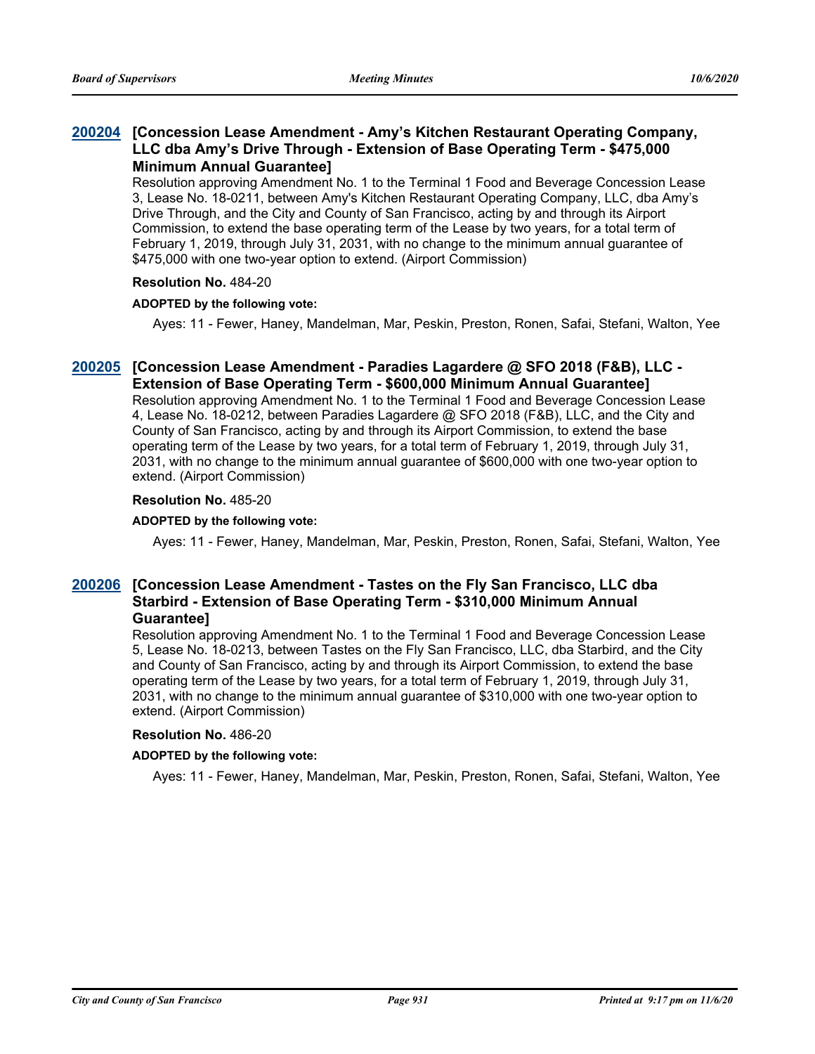### 200204 [Concession Lease Amendment - Amy's Kitchen Restaurant Operating Company, LLC dba Amy's Drive Through - Extension of Base Operating Term - $475,000 Minimum Annual Guarantee]

Resolution approving Amendment No. 1 to the Terminal 1 Food and Beverage Concession Lease 3, Lease No. 18-0211, between Amy's Kitchen Restaurant Operating Company, LLC, dba Amy's Drive Through, and the City and County of San Francisco, acting by and through its Airport Commission, to extend the base operating term of the Lease by two years, for a total term of February 1, 2019, through July 31, 2031, with no change to the minimum annual guarantee of $475,000 with one two-year option to extend. (Airport Commission)

**Resolution No.** 484-20

**ADOPTED by the following vote:**

Ayes: 11 - Fewer, Haney, Mandelman, Mar, Peskin, Preston, Ronen, Safai, Stefani, Walton, Yee

### 200205 [Concession Lease Amendment - Paradies Lagardere @ SFO 2018 (F&B), LLC - Extension of Base Operating Term - $600,000 Minimum Annual Guarantee]

Resolution approving Amendment No. 1 to the Terminal 1 Food and Beverage Concession Lease 4, Lease No. 18-0212, between Paradies Lagardere @ SFO 2018 (F&B), LLC, and the City and County of San Francisco, acting by and through its Airport Commission, to extend the base operating term of the Lease by two years, for a total term of February 1, 2019, through July 31, 2031, with no change to the minimum annual guarantee of $600,000 with one two-year option to extend. (Airport Commission)

**Resolution No.** 485-20

**ADOPTED by the following vote:**

Ayes: 11 - Fewer, Haney, Mandelman, Mar, Peskin, Preston, Ronen, Safai, Stefani, Walton, Yee

### 200206 [Concession Lease Amendment - Tastes on the Fly San Francisco, LLC dba Starbird - Extension of Base Operating Term - $310,000 Minimum Annual Guarantee]

Resolution approving Amendment No. 1 to the Terminal 1 Food and Beverage Concession Lease 5, Lease No. 18-0213, between Tastes on the Fly San Francisco, LLC, dba Starbird, and the City and County of San Francisco, acting by and through its Airport Commission, to extend the base operating term of the Lease by two years, for a total term of February 1, 2019, through July 31, 2031, with no change to the minimum annual guarantee of $310,000 with one two-year option to extend. (Airport Commission)

**Resolution No.** 486-20

**ADOPTED by the following vote:**

Ayes: 11 - Fewer, Haney, Mandelman, Mar, Peskin, Preston, Ronen, Safai, Stefani, Walton, Yee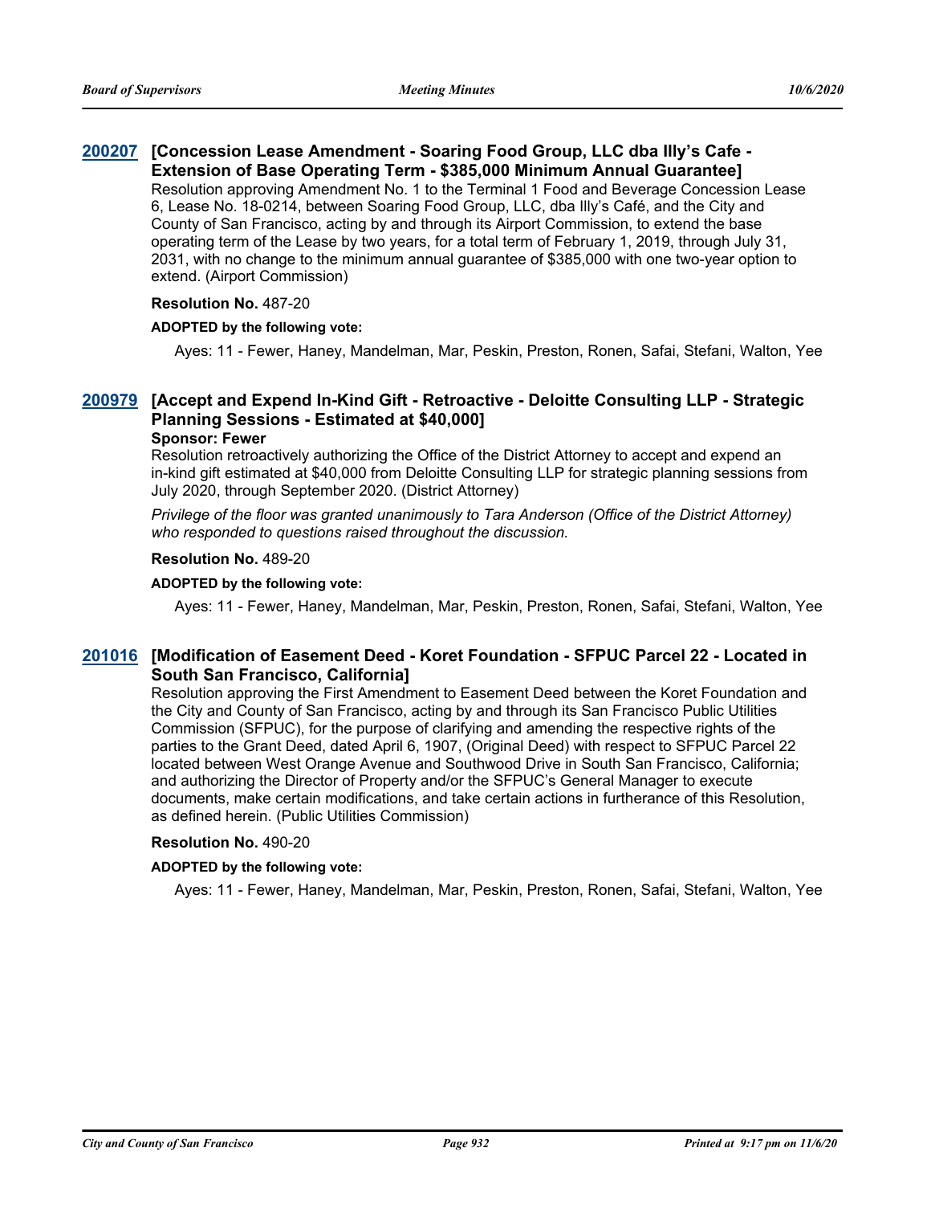### 200207 [Concession Lease Amendment - Soaring Food Group, LLC dba Illy's Cafe - Extension of Base Operating Term - $385,000 Minimum Annual Guarantee]

Resolution approving Amendment No. 1 to the Terminal 1 Food and Beverage Concession Lease 6, Lease No. 18-0214, between Soaring Food Group, LLC, dba Illy's Café, and the City and County of San Francisco, acting by and through its Airport Commission, to extend the base operating term of the Lease by two years, for a total term of February 1, 2019, through July 31, 2031, with no change to the minimum annual guarantee of $385,000 with one two-year option to extend. (Airport Commission)

**Resolution No.** 487-20

**ADOPTED by the following vote:**

Ayes: 11 - Fewer, Haney, Mandelman, Mar, Peskin, Preston, Ronen, Safai, Stefani, Walton, Yee

### 200979 [Accept and Expend In-Kind Gift - Retroactive - Deloitte Consulting LLP - Strategic Planning Sessions - Estimated at $40,000]

**Sponsor: Fewer**

Resolution retroactively authorizing the Office of the District Attorney to accept and expend an in-kind gift estimated at $40,000 from Deloitte Consulting LLP for strategic planning sessions from July 2020, through September 2020. (District Attorney)

*Privilege of the floor was granted unanimously to Tara Anderson (Office of the District Attorney) who responded to questions raised throughout the discussion.*

**Resolution No.** 489-20

**ADOPTED by the following vote:**

Ayes: 11 - Fewer, Haney, Mandelman, Mar, Peskin, Preston, Ronen, Safai, Stefani, Walton, Yee

### 201016 [Modification of Easement Deed - Koret Foundation - SFPUC Parcel 22 - Located in South San Francisco, California]

Resolution approving the First Amendment to Easement Deed between the Koret Foundation and the City and County of San Francisco, acting by and through its San Francisco Public Utilities Commission (SFPUC), for the purpose of clarifying and amending the respective rights of the parties to the Grant Deed, dated April 6, 1907, (Original Deed) with respect to SFPUC Parcel 22 located between West Orange Avenue and Southwood Drive in South San Francisco, California; and authorizing the Director of Property and/or the SFPUC's General Manager to execute documents, make certain modifications, and take certain actions in furtherance of this Resolution, as defined herein. (Public Utilities Commission)

**Resolution No.** 490-20

**ADOPTED by the following vote:**

Ayes: 11 - Fewer, Haney, Mandelman, Mar, Peskin, Preston, Ronen, Safai, Stefani, Walton, Yee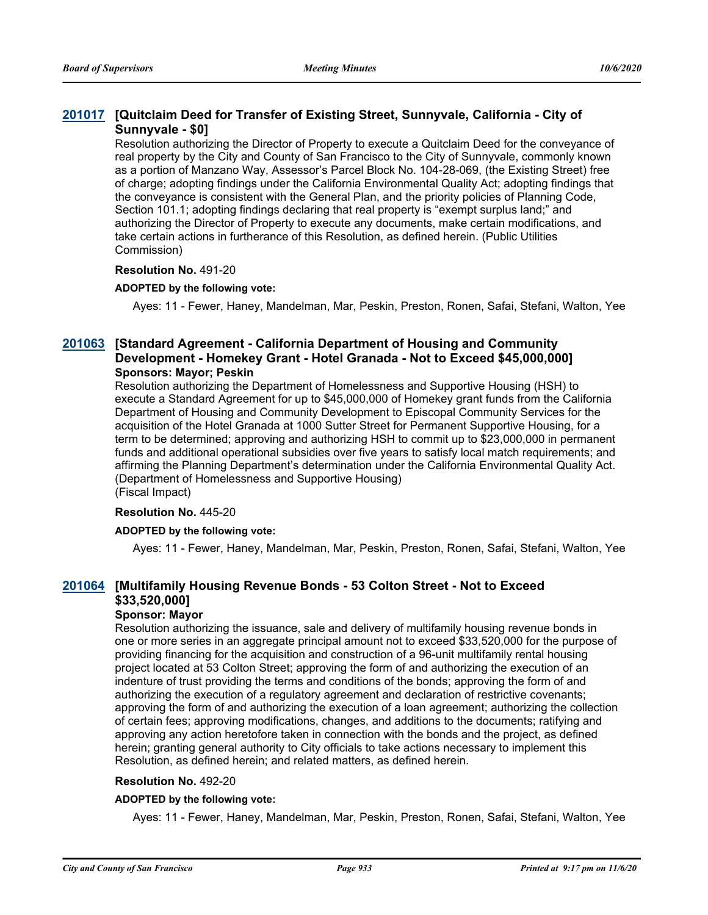### [201017](#) [Quitclaim Deed for Transfer of Existing Street, Sunnyvale, California - City of Sunnyvale - $0]

Resolution authorizing the Director of Property to execute a Quitclaim Deed for the conveyance of real property by the City and County of San Francisco to the City of Sunnyvale, commonly known as a portion of Manzano Way, Assessor's Parcel Block No. 104-28-069, (the Existing Street) free of charge; adopting findings under the California Environmental Quality Act; adopting findings that the conveyance is consistent with the General Plan, and the priority policies of Planning Code, Section 101.1; adopting findings declaring that real property is "exempt surplus land;" and authorizing the Director of Property to execute any documents, make certain modifications, and take certain actions in furtherance of this Resolution, as defined herein. (Public Utilities Commission)

**Resolution No.** 491-20

**ADOPTED by the following vote:**

Ayes: 11 - Fewer, Haney, Mandelman, Mar, Peskin, Preston, Ronen, Safai, Stefani, Walton, Yee

### [201063](#) [Standard Agreement - California Department of Housing and Community Development - Homekey Grant - Hotel Granada - Not to Exceed $45,000,000]

**Sponsors: Mayor; Peskin**

Resolution authorizing the Department of Homelessness and Supportive Housing (HSH) to execute a Standard Agreement for up to $45,000,000 of Homekey grant funds from the California Department of Housing and Community Development to Episcopal Community Services for the acquisition of the Hotel Granada at 1000 Sutter Street for Permanent Supportive Housing, for a term to be determined; approving and authorizing HSH to commit up to $23,000,000 in permanent funds and additional operational subsidies over five years to satisfy local match requirements; and affirming the Planning Department's determination under the California Environmental Quality Act. (Department of Homelessness and Supportive Housing)
(Fiscal Impact)

**Resolution No.** 445-20

**ADOPTED by the following vote:**

Ayes: 11 - Fewer, Haney, Mandelman, Mar, Peskin, Preston, Ronen, Safai, Stefani, Walton, Yee

### [201064](#) [Multifamily Housing Revenue Bonds - 53 Colton Street - Not to Exceed $33,520,000]

**Sponsor: Mayor**

Resolution authorizing the issuance, sale and delivery of multifamily housing revenue bonds in one or more series in an aggregate principal amount not to exceed $33,520,000 for the purpose of providing financing for the acquisition and construction of a 96-unit multifamily rental housing project located at 53 Colton Street; approving the form of and authorizing the execution of an indenture of trust providing the terms and conditions of the bonds; approving the form of and authorizing the execution of a regulatory agreement and declaration of restrictive covenants; approving the form of and authorizing the execution of a loan agreement; authorizing the collection of certain fees; approving modifications, changes, and additions to the documents; ratifying and approving any action heretofore taken in connection with the bonds and the project, as defined herein; granting general authority to City officials to take actions necessary to implement this Resolution, as defined herein; and related matters, as defined herein.

**Resolution No.** 492-20

**ADOPTED by the following vote:**

Ayes: 11 - Fewer, Haney, Mandelman, Mar, Peskin, Preston, Ronen, Safai, Stefani, Walton, Yee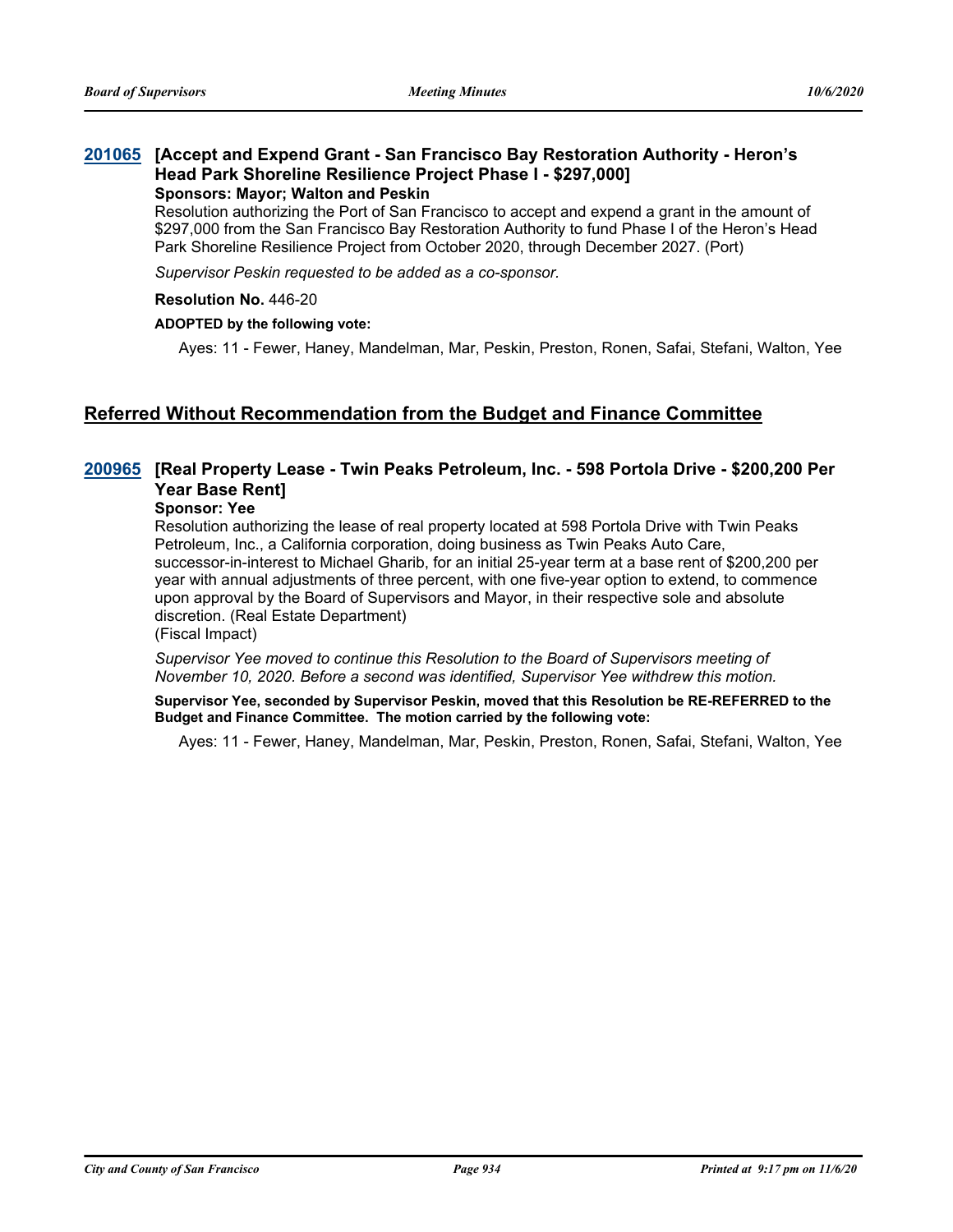### 201065 [Accept and Expend Grant - San Francisco Bay Restoration Authority - Heron's Head Park Shoreline Resilience Project Phase I - $297,000]

**Sponsors: Mayor; Walton and Peskin**

Resolution authorizing the Port of San Francisco to accept and expend a grant in the amount of $297,000 from the San Francisco Bay Restoration Authority to fund Phase I of the Heron's Head Park Shoreline Resilience Project from October 2020, through December 2027. (Port)

*Supervisor Peskin requested to be added as a co-sponsor.*

**Resolution No.** 446-20

**ADOPTED by the following vote:**

Ayes: 11 - Fewer, Haney, Mandelman, Mar, Peskin, Preston, Ronen, Safai, Stefani, Walton, Yee

## Referred Without Recommendation from the Budget and Finance Committee

### 200965 [Real Property Lease - Twin Peaks Petroleum, Inc. - 598 Portola Drive - $200,200 Per Year Base Rent]

**Sponsor: Yee**

Resolution authorizing the lease of real property located at 598 Portola Drive with Twin Peaks Petroleum, Inc., a California corporation, doing business as Twin Peaks Auto Care, successor-in-interest to Michael Gharib, for an initial 25-year term at a base rent of $200,200 per year with annual adjustments of three percent, with one five-year option to extend, to commence upon approval by the Board of Supervisors and Mayor, in their respective sole and absolute discretion. (Real Estate Department)
(Fiscal Impact)

*Supervisor Yee moved to continue this Resolution to the Board of Supervisors meeting of November 10, 2020. Before a second was identified, Supervisor Yee withdrew this motion.*

**Supervisor Yee, seconded by Supervisor Peskin, moved that this Resolution be RE-REFERRED to the Budget and Finance Committee. The motion carried by the following vote:**

Ayes: 11 - Fewer, Haney, Mandelman, Mar, Peskin, Preston, Ronen, Safai, Stefani, Walton, Yee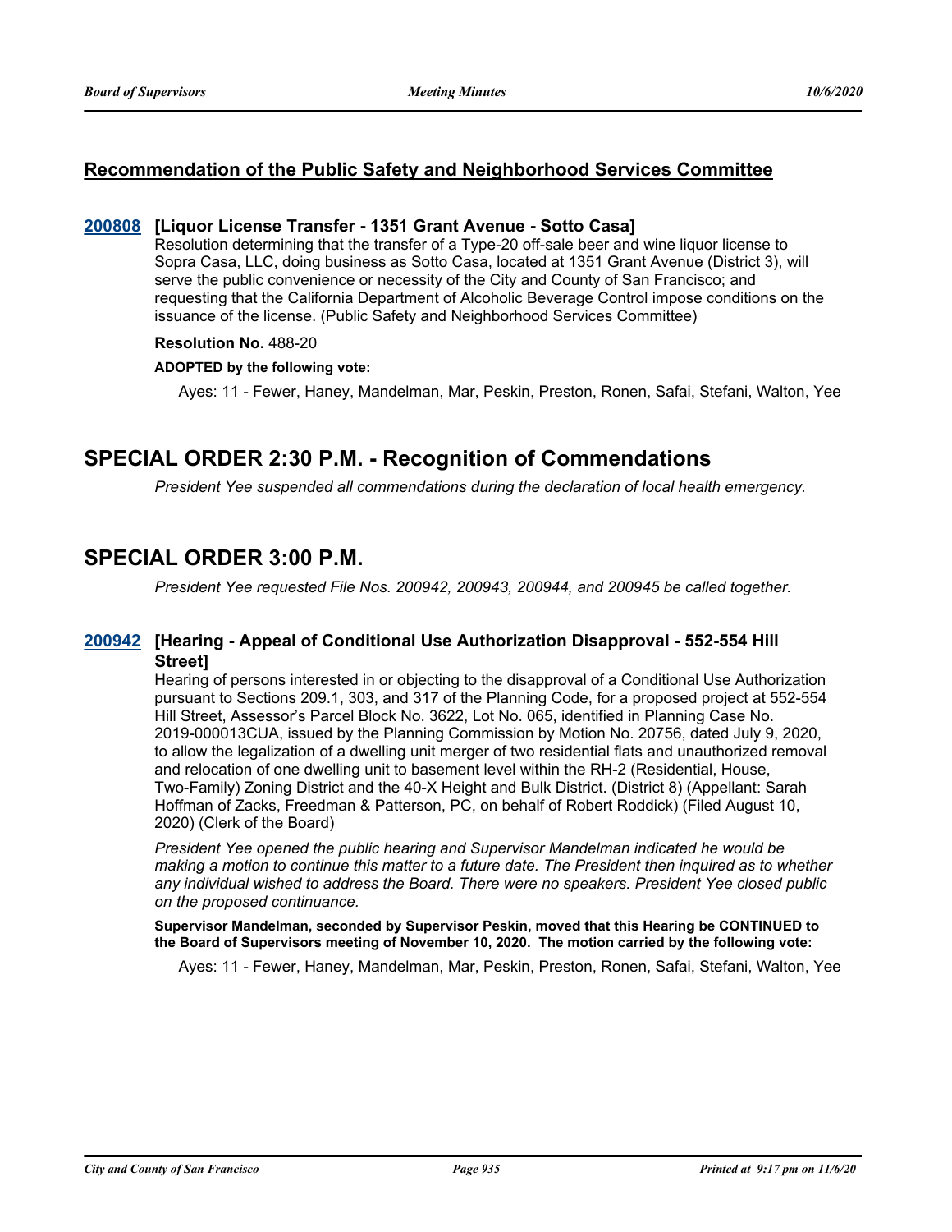## Recommendation of the Public Safety and Neighborhood Services Committee

**200808 [Liquor License Transfer - 1351 Grant Avenue - Sotto Casa]**

Resolution determining that the transfer of a Type-20 off-sale beer and wine liquor license to Sopra Casa, LLC, doing business as Sotto Casa, located at 1351 Grant Avenue (District 3), will serve the public convenience or necessity of the City and County of San Francisco; and requesting that the California Department of Alcoholic Beverage Control impose conditions on the issuance of the license. (Public Safety and Neighborhood Services Committee)

**Resolution No.** 488-20

**ADOPTED by the following vote:**

Ayes: 11 - Fewer, Haney, Mandelman, Mar, Peskin, Preston, Ronen, Safai, Stefani, Walton, Yee

# SPECIAL ORDER 2:30 P.M. - Recognition of Commendations

*President Yee suspended all commendations during the declaration of local health emergency.*

# SPECIAL ORDER 3:00 P.M.

*President Yee requested File Nos. 200942, 200943, 200944, and 200945 be called together.*

**200942 [Hearing - Appeal of Conditional Use Authorization Disapproval - 552-554 Hill Street]**

Hearing of persons interested in or objecting to the disapproval of a Conditional Use Authorization pursuant to Sections 209.1, 303, and 317 of the Planning Code, for a proposed project at 552-554 Hill Street, Assessor's Parcel Block No. 3622, Lot No. 065, identified in Planning Case No. 2019-000013CUA, issued by the Planning Commission by Motion No. 20756, dated July 9, 2020, to allow the legalization of a dwelling unit merger of two residential flats and unauthorized removal and relocation of one dwelling unit to basement level within the RH-2 (Residential, House, Two-Family) Zoning District and the 40-X Height and Bulk District. (District 8) (Appellant: Sarah Hoffman of Zacks, Freedman & Patterson, PC, on behalf of Robert Roddick) (Filed August 10, 2020) (Clerk of the Board)

*President Yee opened the public hearing and Supervisor Mandelman indicated he would be making a motion to continue this matter to a future date. The President then inquired as to whether any individual wished to address the Board. There were no speakers. President Yee closed public on the proposed continuance.*

**Supervisor Mandelman, seconded by Supervisor Peskin, moved that this Hearing be CONTINUED to the Board of Supervisors meeting of November 10, 2020. The motion carried by the following vote:**

Ayes: 11 - Fewer, Haney, Mandelman, Mar, Peskin, Preston, Ronen, Safai, Stefani, Walton, Yee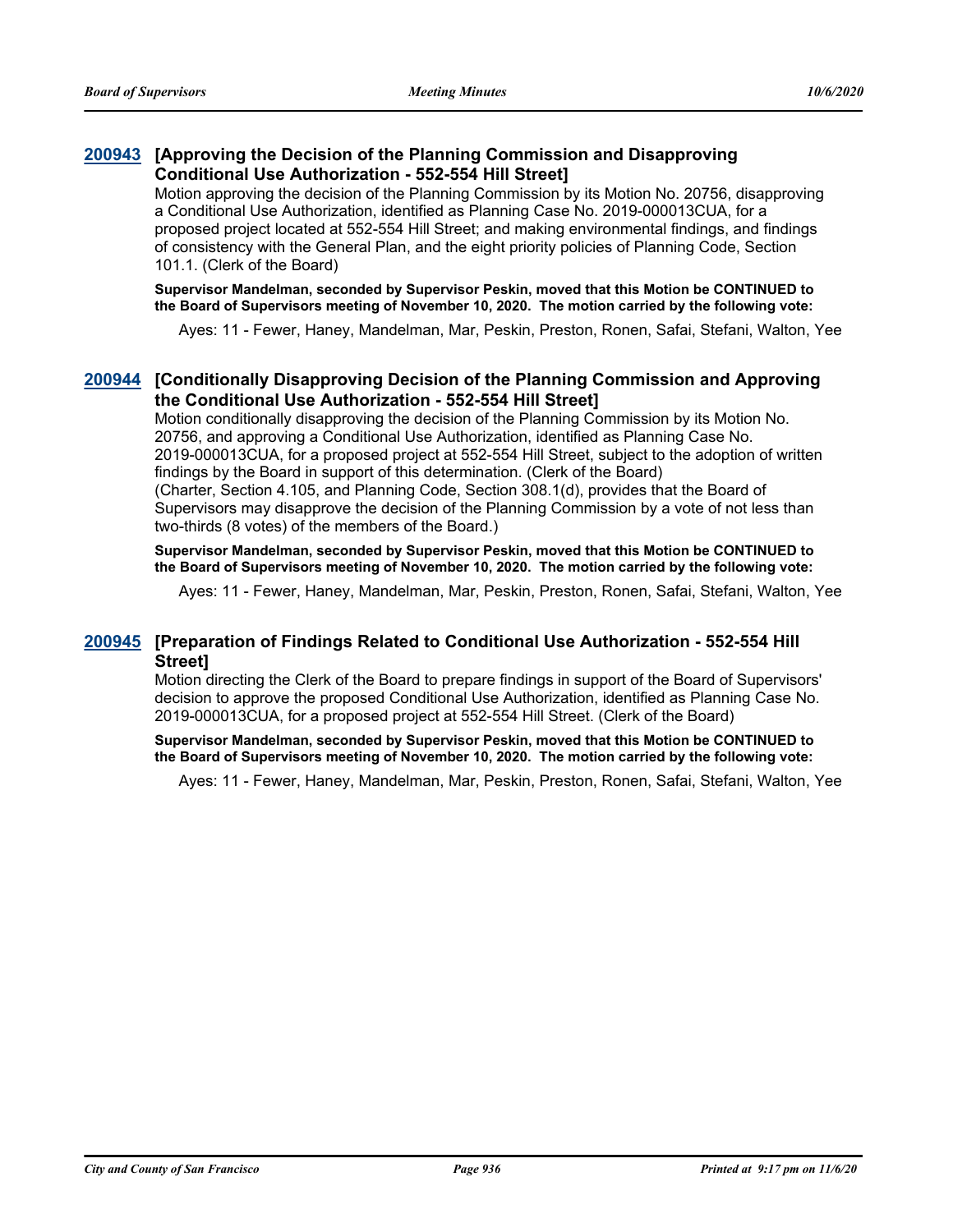### 200943 [Approving the Decision of the Planning Commission and Disapproving Conditional Use Authorization - 552-554 Hill Street]

Motion approving the decision of the Planning Commission by its Motion No. 20756, disapproving a Conditional Use Authorization, identified as Planning Case No. 2019-000013CUA, for a proposed project located at 552-554 Hill Street; and making environmental findings, and findings of consistency with the General Plan, and the eight priority policies of Planning Code, Section 101.1. (Clerk of the Board)

**Supervisor Mandelman, seconded by Supervisor Peskin, moved that this Motion be CONTINUED to the Board of Supervisors meeting of November 10, 2020. The motion carried by the following vote:**

Ayes: 11 - Fewer, Haney, Mandelman, Mar, Peskin, Preston, Ronen, Safai, Stefani, Walton, Yee

### 200944 [Conditionally Disapproving Decision of the Planning Commission and Approving the Conditional Use Authorization - 552-554 Hill Street]

Motion conditionally disapproving the decision of the Planning Commission by its Motion No. 20756, and approving a Conditional Use Authorization, identified as Planning Case No. 2019-000013CUA, for a proposed project at 552-554 Hill Street, subject to the adoption of written findings by the Board in support of this determination. (Clerk of the Board)
(Charter, Section 4.105, and Planning Code, Section 308.1(d), provides that the Board of Supervisors may disapprove the decision of the Planning Commission by a vote of not less than two-thirds (8 votes) of the members of the Board.)

**Supervisor Mandelman, seconded by Supervisor Peskin, moved that this Motion be CONTINUED to the Board of Supervisors meeting of November 10, 2020. The motion carried by the following vote:**

Ayes: 11 - Fewer, Haney, Mandelman, Mar, Peskin, Preston, Ronen, Safai, Stefani, Walton, Yee

### 200945 [Preparation of Findings Related to Conditional Use Authorization - 552-554 Hill Street]

Motion directing the Clerk of the Board to prepare findings in support of the Board of Supervisors' decision to approve the proposed Conditional Use Authorization, identified as Planning Case No. 2019-000013CUA, for a proposed project at 552-554 Hill Street. (Clerk of the Board)

**Supervisor Mandelman, seconded by Supervisor Peskin, moved that this Motion be CONTINUED to the Board of Supervisors meeting of November 10, 2020. The motion carried by the following vote:**

Ayes: 11 - Fewer, Haney, Mandelman, Mar, Peskin, Preston, Ronen, Safai, Stefani, Walton, Yee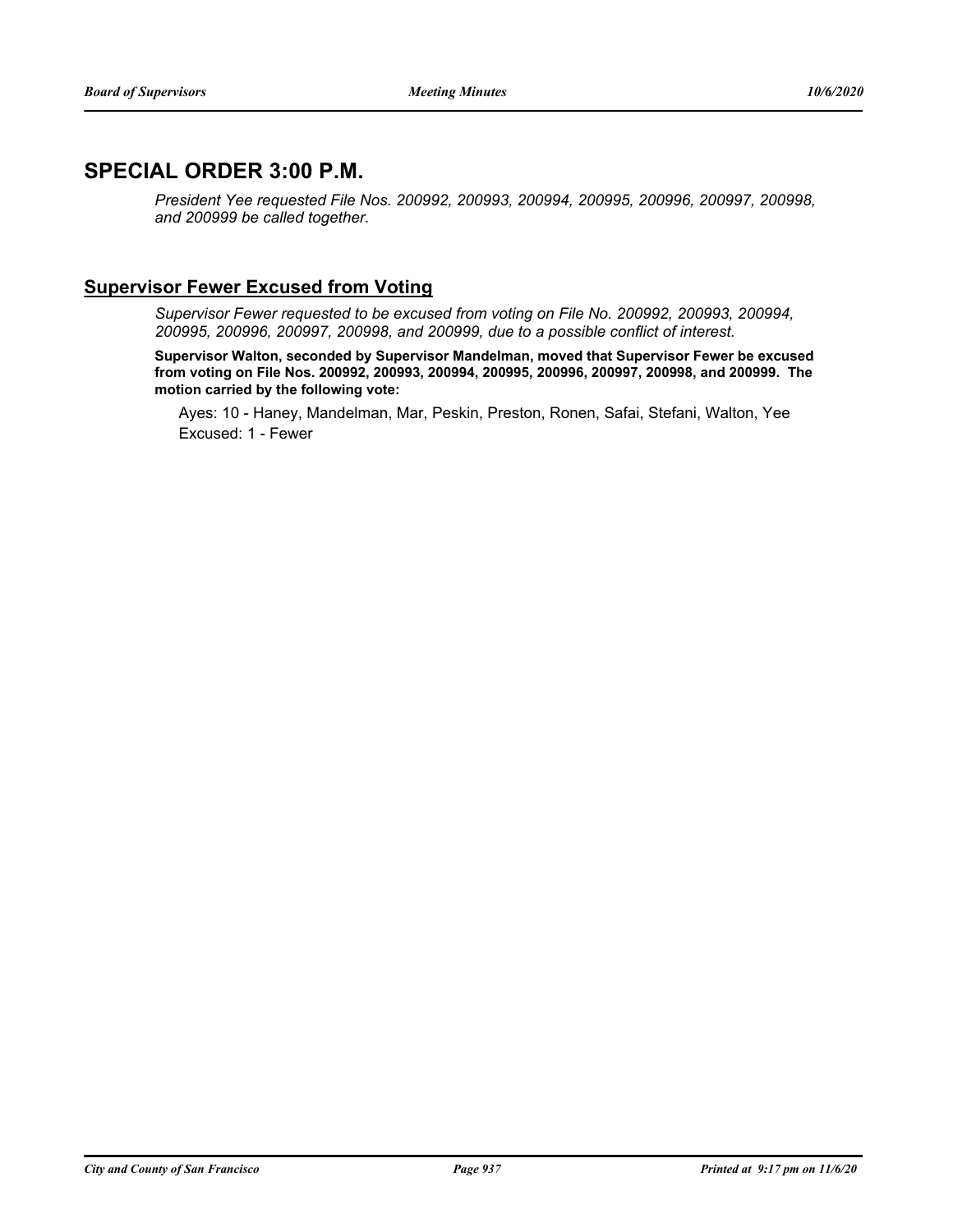## SPECIAL ORDER 3:00 P.M.

*President Yee requested File Nos. 200992, 200993, 200994, 200995, 200996, 200997, 200998, and 200999 be called together.*

### Supervisor Fewer Excused from Voting

*Supervisor Fewer requested to be excused from voting on File No. 200992, 200993, 200994, 200995, 200996, 200997, 200998, and 200999, due to a possible conflict of interest.*

**Supervisor Walton, seconded by Supervisor Mandelman, moved that Supervisor Fewer be excused from voting on File Nos. 200992, 200993, 200994, 200995, 200996, 200997, 200998, and 200999. The motion carried by the following vote:**

Ayes: 10 - Haney, Mandelman, Mar, Peskin, Preston, Ronen, Safai, Stefani, Walton, Yee
Excused: 1 - Fewer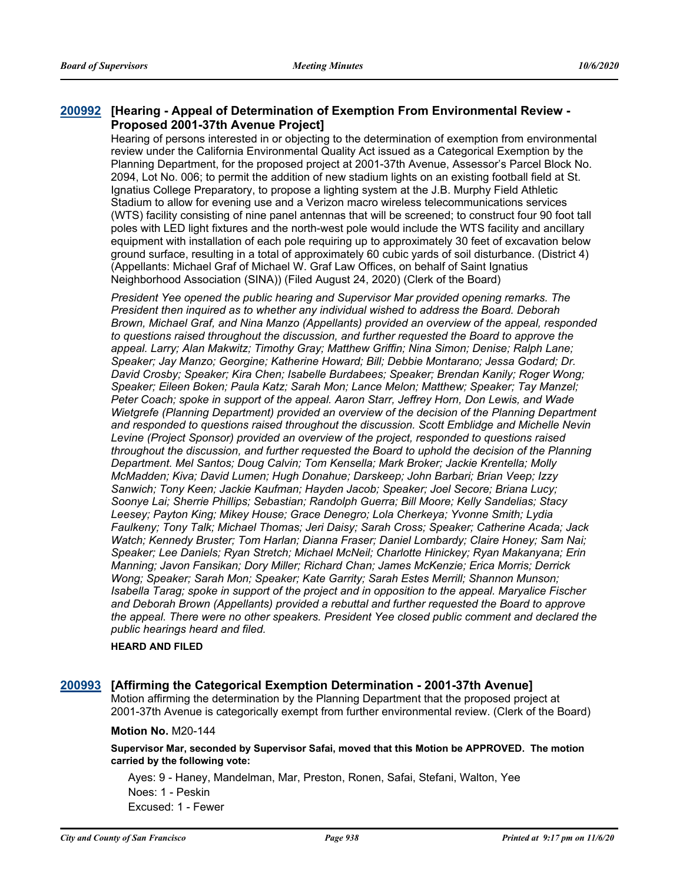**200992** **[Hearing - Appeal of Determination of Exemption From Environmental Review - Proposed 2001-37th Avenue Project]**

Hearing of persons interested in or objecting to the determination of exemption from environmental review under the California Environmental Quality Act issued as a Categorical Exemption by the Planning Department, for the proposed project at 2001-37th Avenue, Assessor's Parcel Block No. 2094, Lot No. 006; to permit the addition of new stadium lights on an existing football field at St. Ignatius College Preparatory, to propose a lighting system at the J.B. Murphy Field Athletic Stadium to allow for evening use and a Verizon macro wireless telecommunications services (WTS) facility consisting of nine panel antennas that will be screened; to construct four 90 foot tall poles with LED light fixtures and the north-west pole would include the WTS facility and ancillary equipment with installation of each pole requiring up to approximately 30 feet of excavation below ground surface, resulting in a total of approximately 60 cubic yards of soil disturbance. (District 4) (Appellants: Michael Graf of Michael W. Graf Law Offices, on behalf of Saint Ignatius Neighborhood Association (SINA)) (Filed August 24, 2020) (Clerk of the Board)

*President Yee opened the public hearing and Supervisor Mar provided opening remarks. The President then inquired as to whether any individual wished to address the Board. Deborah Brown, Michael Graf, and Nina Manzo (Appellants) provided an overview of the appeal, responded to questions raised throughout the discussion, and further requested the Board to approve the appeal. Larry; Alan Makwitz; Timothy Gray; Matthew Griffin; Nina Simon; Denise; Ralph Lane; Speaker; Jay Manzo; Georgine; Katherine Howard; Bill; Debbie Montarano; Jessa Godard; Dr. David Crosby; Speaker; Kira Chen; Isabelle Burdabees; Speaker; Brendan Kanily; Roger Wong; Speaker; Eileen Boken; Paula Katz; Sarah Mon; Lance Melon; Matthew; Speaker; Tay Manzel; Peter Coach; spoke in support of the appeal. Aaron Starr, Jeffrey Horn, Don Lewis, and Wade Wietgrefe (Planning Department) provided an overview of the decision of the Planning Department and responded to questions raised throughout the discussion. Scott Emblidge and Michelle Nevin Levine (Project Sponsor) provided an overview of the project, responded to questions raised throughout the discussion, and further requested the Board to uphold the decision of the Planning Department. Mel Santos; Doug Calvin; Tom Kensella; Mark Broker; Jackie Krentella; Molly McMadden; Kiva; David Lumen; Hugh Donahue; Darskeep; John Barbari; Brian Veep; Izzy Sanwich; Tony Keen; Jackie Kaufman; Hayden Jacob; Speaker; Joel Secore; Briana Lucy; Soonye Lai; Sherrie Phillips; Sebastian; Randolph Guerra; Bill Moore; Kelly Sandelias; Stacy Leesey; Payton King; Mikey House; Grace Denegro; Lola Cherkeya; Yvonne Smith; Lydia Faulkeny; Tony Talk; Michael Thomas; Jeri Daisy; Sarah Cross; Speaker; Catherine Acada; Jack Watch; Kennedy Bruster; Tom Harlan; Dianna Fraser; Daniel Lombardy; Claire Honey; Sam Nai; Speaker; Lee Daniels; Ryan Stretch; Michael McNeil; Charlotte Hinickey; Ryan Makanyana; Erin Manning; Javon Fansikan; Dory Miller; Richard Chan; James McKenzie; Erica Morris; Derrick Wong; Speaker; Sarah Mon; Speaker; Kate Garrity; Sarah Estes Merrill; Shannon Munson; Isabella Tarag; spoke in support of the project and in opposition to the appeal. Maryalice Fischer and Deborah Brown (Appellants) provided a rebuttal and further requested the Board to approve the appeal. There were no other speakers. President Yee closed public comment and declared the public hearings heard and filed.*

**HEARD AND FILED**

**200993** **[Affirming the Categorical Exemption Determination - 2001-37th Avenue]**

Motion affirming the determination by the Planning Department that the proposed project at 2001-37th Avenue is categorically exempt from further environmental review. (Clerk of the Board)

**Motion No.** M20-144

**Supervisor Mar, seconded by Supervisor Safai, moved that this Motion be APPROVED. The motion carried by the following vote:**

Ayes: 9 - Haney, Mandelman, Mar, Preston, Ronen, Safai, Stefani, Walton, Yee
Noes: 1 - Peskin
Excused: 1 - Fewer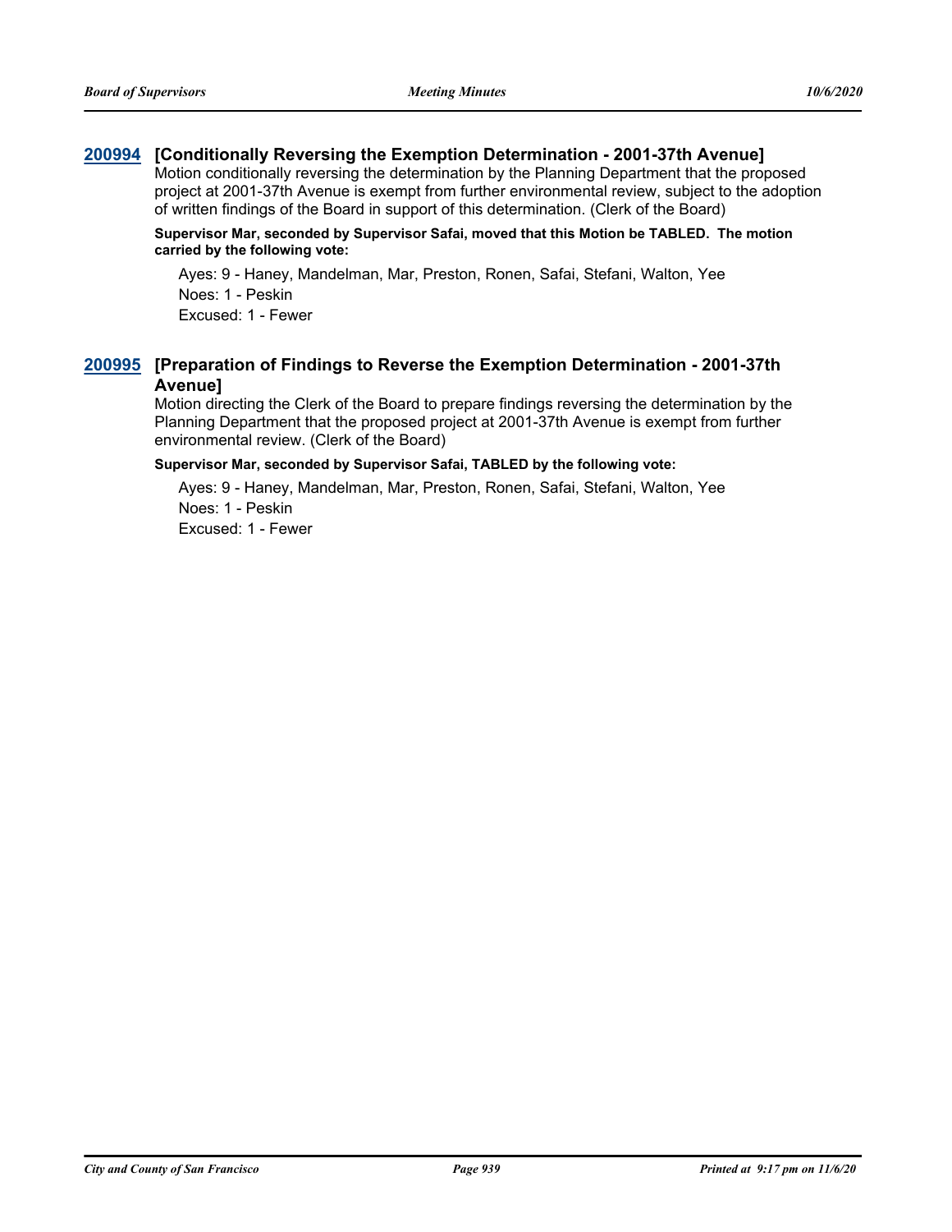### 200994 [Conditionally Reversing the Exemption Determination - 2001-37th Avenue]

Motion conditionally reversing the determination by the Planning Department that the proposed project at 2001-37th Avenue is exempt from further environmental review, subject to the adoption of written findings of the Board in support of this determination. (Clerk of the Board)

**Supervisor Mar, seconded by Supervisor Safai, moved that this Motion be TABLED. The motion carried by the following vote:**

Ayes: 9 - Haney, Mandelman, Mar, Preston, Ronen, Safai, Stefani, Walton, Yee
Noes: 1 - Peskin
Excused: 1 - Fewer

### 200995 [Preparation of Findings to Reverse the Exemption Determination - 2001-37th Avenue]

Motion directing the Clerk of the Board to prepare findings reversing the determination by the Planning Department that the proposed project at 2001-37th Avenue is exempt from further environmental review. (Clerk of the Board)

**Supervisor Mar, seconded by Supervisor Safai, TABLED by the following vote:**

Ayes: 9 - Haney, Mandelman, Mar, Preston, Ronen, Safai, Stefani, Walton, Yee
Noes: 1 - Peskin
Excused: 1 - Fewer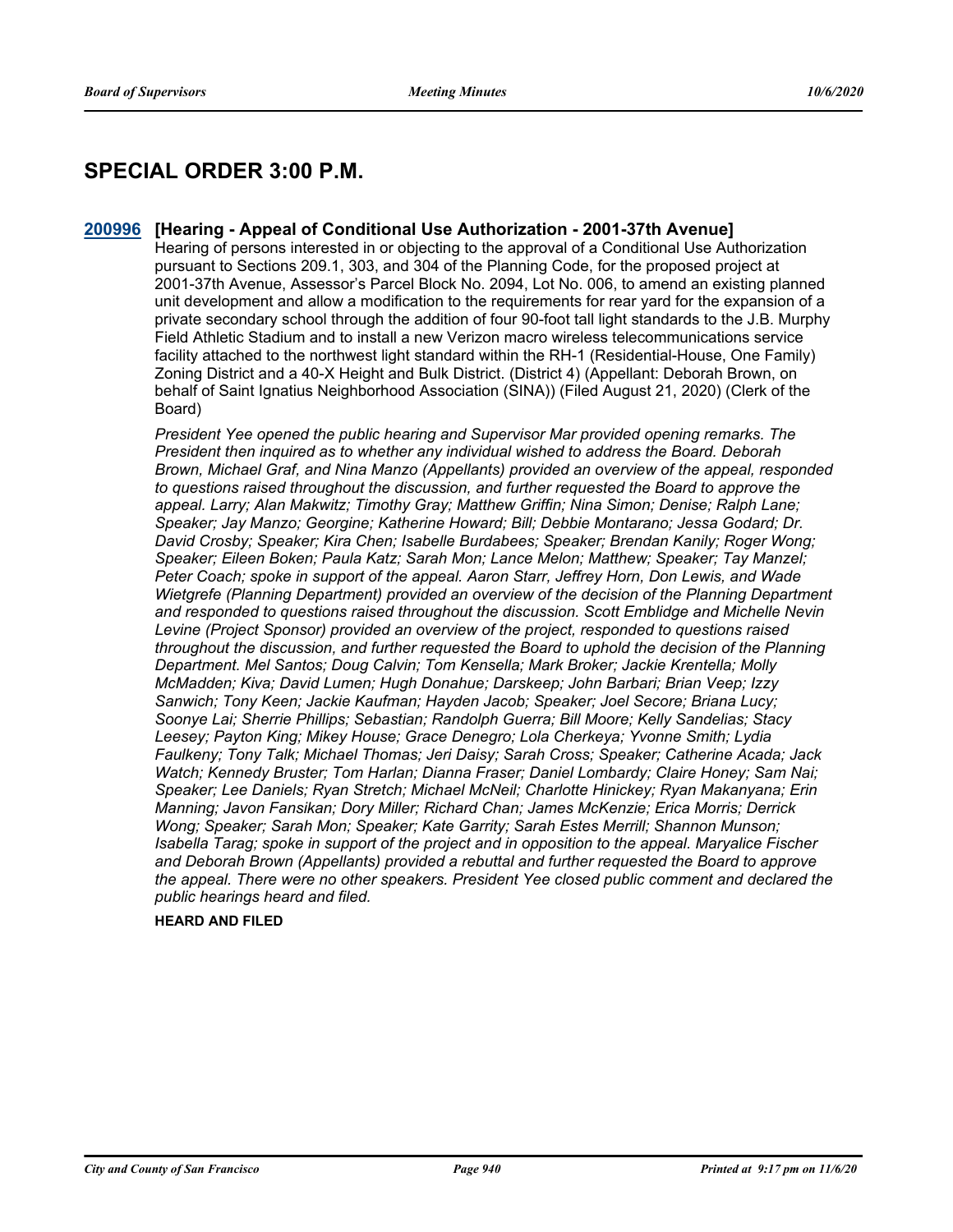## SPECIAL ORDER 3:00 P.M.

### 200996 [Hearing - Appeal of Conditional Use Authorization - 2001-37th Avenue]

Hearing of persons interested in or objecting to the approval of a Conditional Use Authorization pursuant to Sections 209.1, 303, and 304 of the Planning Code, for the proposed project at 2001-37th Avenue, Assessor's Parcel Block No. 2094, Lot No. 006, to amend an existing planned unit development and allow a modification to the requirements for rear yard for the expansion of a private secondary school through the addition of four 90-foot tall light standards to the J.B. Murphy Field Athletic Stadium and to install a new Verizon macro wireless telecommunications service facility attached to the northwest light standard within the RH-1 (Residential-House, One Family) Zoning District and a 40-X Height and Bulk District. (District 4) (Appellant: Deborah Brown, on behalf of Saint Ignatius Neighborhood Association (SINA)) (Filed August 21, 2020) (Clerk of the Board)

*President Yee opened the public hearing and Supervisor Mar provided opening remarks. The President then inquired as to whether any individual wished to address the Board. Deborah Brown, Michael Graf, and Nina Manzo (Appellants) provided an overview of the appeal, responded to questions raised throughout the discussion, and further requested the Board to approve the appeal. Larry; Alan Makwitz; Timothy Gray; Matthew Griffin; Nina Simon; Denise; Ralph Lane; Speaker; Jay Manzo; Georgine; Katherine Howard; Bill; Debbie Montarano; Jessa Godard; Dr. David Crosby; Speaker; Kira Chen; Isabelle Burdabees; Speaker; Brendan Kanily; Roger Wong; Speaker; Eileen Boken; Paula Katz; Sarah Mon; Lance Melon; Matthew; Speaker; Tay Manzel; Peter Coach; spoke in support of the appeal. Aaron Starr, Jeffrey Horn, Don Lewis, and Wade Wietgrefe (Planning Department) provided an overview of the decision of the Planning Department and responded to questions raised throughout the discussion. Scott Emblidge and Michelle Nevin Levine (Project Sponsor) provided an overview of the project, responded to questions raised throughout the discussion, and further requested the Board to uphold the decision of the Planning Department. Mel Santos; Doug Calvin; Tom Kensella; Mark Broker; Jackie Krentella; Molly McMadden; Kiva; David Lumen; Hugh Donahue; Darskeep; John Barbari; Brian Veep; Izzy Sanwich; Tony Keen; Jackie Kaufman; Hayden Jacob; Speaker; Joel Secore; Briana Lucy; Soonye Lai; Sherrie Phillips; Sebastian; Randolph Guerra; Bill Moore; Kelly Sandelias; Stacy Leesey; Payton King; Mikey House; Grace Denegro; Lola Cherkeya; Yvonne Smith; Lydia Faulkeny; Tony Talk; Michael Thomas; Jeri Daisy; Sarah Cross; Speaker; Catherine Acada; Jack Watch; Kennedy Bruster; Tom Harlan; Dianna Fraser; Daniel Lombardy; Claire Honey; Sam Nai; Speaker; Lee Daniels; Ryan Stretch; Michael McNeil; Charlotte Hinickey; Ryan Makanyana; Erin Manning; Javon Fansikan; Dory Miller; Richard Chan; James McKenzie; Erica Morris; Derrick Wong; Speaker; Sarah Mon; Speaker; Kate Garrity; Sarah Estes Merrill; Shannon Munson; Isabella Tarag; spoke in support of the project and in opposition to the appeal. Maryalice Fischer and Deborah Brown (Appellants) provided a rebuttal and further requested the Board to approve the appeal. There were no other speakers. President Yee closed public comment and declared the public hearings heard and filed.*

**HEARD AND FILED**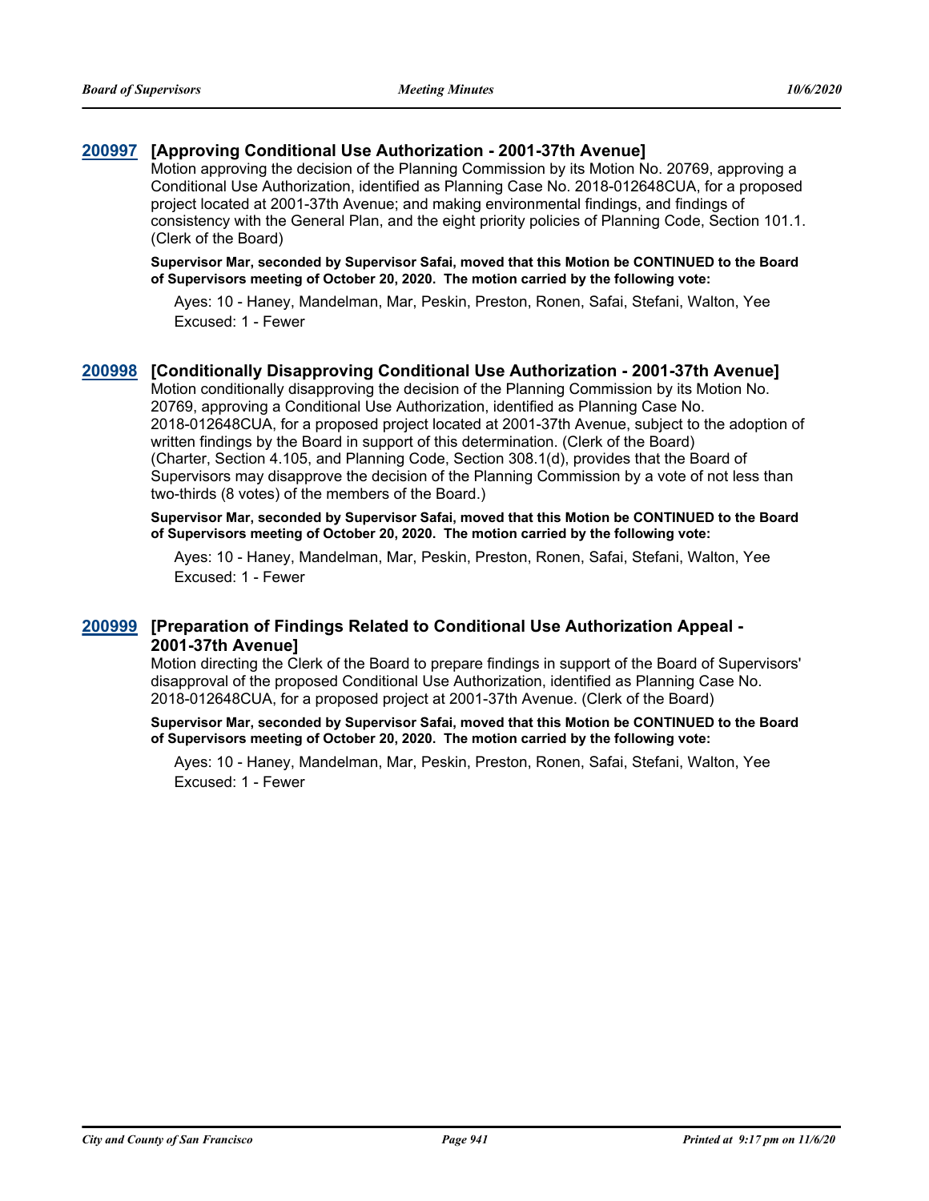### 200997 [Approving Conditional Use Authorization - 2001-37th Avenue]

Motion approving the decision of the Planning Commission by its Motion No. 20769, approving a Conditional Use Authorization, identified as Planning Case No. 2018-012648CUA, for a proposed project located at 2001-37th Avenue; and making environmental findings, and findings of consistency with the General Plan, and the eight priority policies of Planning Code, Section 101.1. (Clerk of the Board)

**Supervisor Mar, seconded by Supervisor Safai, moved that this Motion be CONTINUED to the Board of Supervisors meeting of October 20, 2020. The motion carried by the following vote:**

Ayes: 10 - Haney, Mandelman, Mar, Peskin, Preston, Ronen, Safai, Stefani, Walton, Yee
Excused: 1 - Fewer

### 200998 [Conditionally Disapproving Conditional Use Authorization - 2001-37th Avenue]

Motion conditionally disapproving the decision of the Planning Commission by its Motion No. 20769, approving a Conditional Use Authorization, identified as Planning Case No. 2018-012648CUA, for a proposed project located at 2001-37th Avenue, subject to the adoption of written findings by the Board in support of this determination. (Clerk of the Board)
(Charter, Section 4.105, and Planning Code, Section 308.1(d), provides that the Board of Supervisors may disapprove the decision of the Planning Commission by a vote of not less than two-thirds (8 votes) of the members of the Board.)

**Supervisor Mar, seconded by Supervisor Safai, moved that this Motion be CONTINUED to the Board of Supervisors meeting of October 20, 2020. The motion carried by the following vote:**

Ayes: 10 - Haney, Mandelman, Mar, Peskin, Preston, Ronen, Safai, Stefani, Walton, Yee
Excused: 1 - Fewer

### 200999 [Preparation of Findings Related to Conditional Use Authorization Appeal - 2001-37th Avenue]

Motion directing the Clerk of the Board to prepare findings in support of the Board of Supervisors' disapproval of the proposed Conditional Use Authorization, identified as Planning Case No. 2018-012648CUA, for a proposed project at 2001-37th Avenue. (Clerk of the Board)

**Supervisor Mar, seconded by Supervisor Safai, moved that this Motion be CONTINUED to the Board of Supervisors meeting of October 20, 2020. The motion carried by the following vote:**

Ayes: 10 - Haney, Mandelman, Mar, Peskin, Preston, Ronen, Safai, Stefani, Walton, Yee
Excused: 1 - Fewer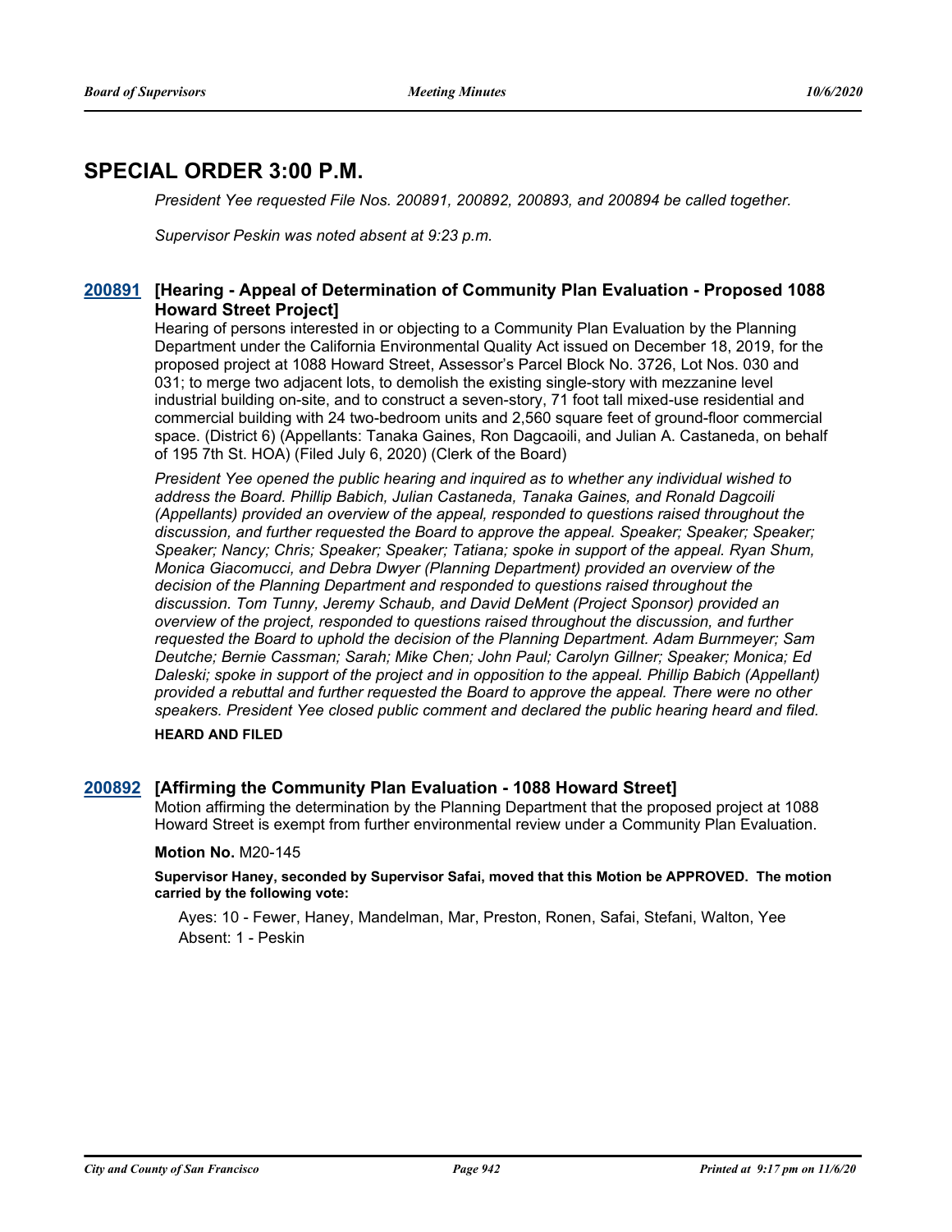## SPECIAL ORDER 3:00 P.M.

*President Yee requested File Nos. 200891, 200892, 200893, and 200894 be called together.*

*Supervisor Peskin was noted absent at 9:23 p.m.*

### 200891 [Hearing - Appeal of Determination of Community Plan Evaluation - Proposed 1088 Howard Street Project]

Hearing of persons interested in or objecting to a Community Plan Evaluation by the Planning Department under the California Environmental Quality Act issued on December 18, 2019, for the proposed project at 1088 Howard Street, Assessor's Parcel Block No. 3726, Lot Nos. 030 and 031; to merge two adjacent lots, to demolish the existing single-story with mezzanine level industrial building on-site, and to construct a seven-story, 71 foot tall mixed-use residential and commercial building with 24 two-bedroom units and 2,560 square feet of ground-floor commercial space. (District 6) (Appellants: Tanaka Gaines, Ron Dagcaoili, and Julian A. Castaneda, on behalf of 195 7th St. HOA) (Filed July 6, 2020) (Clerk of the Board)

*President Yee opened the public hearing and inquired as to whether any individual wished to address the Board. Phillip Babich, Julian Castaneda, Tanaka Gaines, and Ronald Dagcoili (Appellants) provided an overview of the appeal, responded to questions raised throughout the discussion, and further requested the Board to approve the appeal. Speaker; Speaker; Speaker; Speaker; Speaker; Nancy; Chris; Speaker; Speaker; Tatiana; spoke in support of the appeal. Ryan Shum, Monica Giacomucci, and Debra Dwyer (Planning Department) provided an overview of the decision of the Planning Department and responded to questions raised throughout the discussion. Tom Tunny, Jeremy Schaub, and David DeMent (Project Sponsor) provided an overview of the project, responded to questions raised throughout the discussion, and further requested the Board to uphold the decision of the Planning Department. Adam Burnmeyer; Sam Deutche; Bernie Cassman; Sarah; Mike Chen; John Paul; Carolyn Gillner; Speaker; Monica; Ed Daleski; spoke in support of the project and in opposition to the appeal. Phillip Babich (Appellant) provided a rebuttal and further requested the Board to approve the appeal. There were no other speakers. President Yee closed public comment and declared the public hearing heard and filed.*

**HEARD AND FILED**

### 200892 [Affirming the Community Plan Evaluation - 1088 Howard Street]

Motion affirming the determination by the Planning Department that the proposed project at 1088 Howard Street is exempt from further environmental review under a Community Plan Evaluation.

**Motion No.** M20-145

**Supervisor Haney, seconded by Supervisor Safai, moved that this Motion be APPROVED. The motion carried by the following vote:**

Ayes: 10 - Fewer, Haney, Mandelman, Mar, Preston, Ronen, Safai, Stefani, Walton, Yee
Absent: 1 - Peskin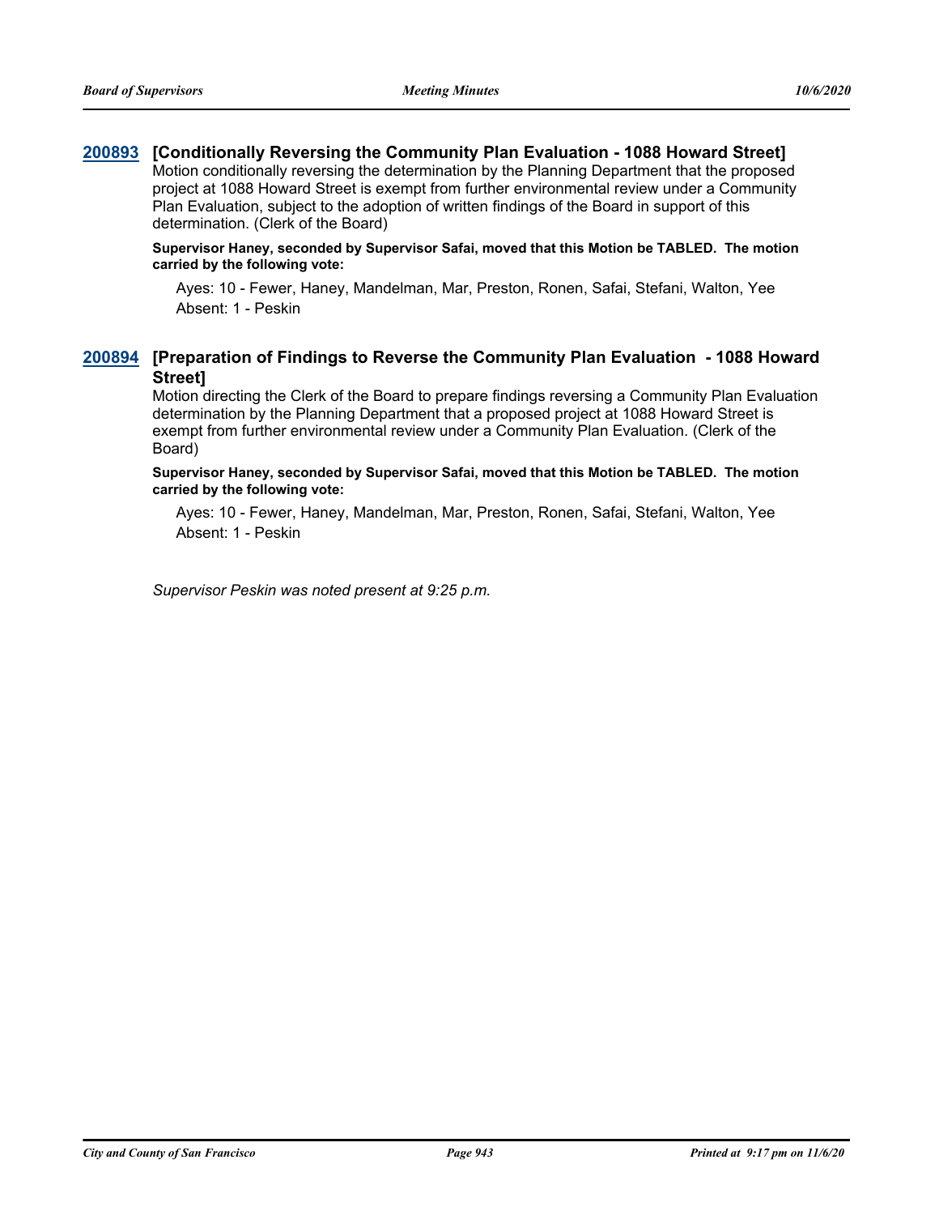**200893 [Conditionally Reversing the Community Plan Evaluation - 1088 Howard Street]**

Motion conditionally reversing the determination by the Planning Department that the proposed project at 1088 Howard Street is exempt from further environmental review under a Community Plan Evaluation, subject to the adoption of written findings of the Board in support of this determination. (Clerk of the Board)

**Supervisor Haney, seconded by Supervisor Safai, moved that this Motion be TABLED. The motion carried by the following vote:**

Ayes: 10 - Fewer, Haney, Mandelman, Mar, Preston, Ronen, Safai, Stefani, Walton, Yee
Absent: 1 - Peskin

**200894 [Preparation of Findings to Reverse the Community Plan Evaluation - 1088 Howard Street]**

Motion directing the Clerk of the Board to prepare findings reversing a Community Plan Evaluation determination by the Planning Department that a proposed project at 1088 Howard Street is exempt from further environmental review under a Community Plan Evaluation. (Clerk of the Board)

**Supervisor Haney, seconded by Supervisor Safai, moved that this Motion be TABLED. The motion carried by the following vote:**

Ayes: 10 - Fewer, Haney, Mandelman, Mar, Preston, Ronen, Safai, Stefani, Walton, Yee
Absent: 1 - Peskin

*Supervisor Peskin was noted present at 9:25 p.m.*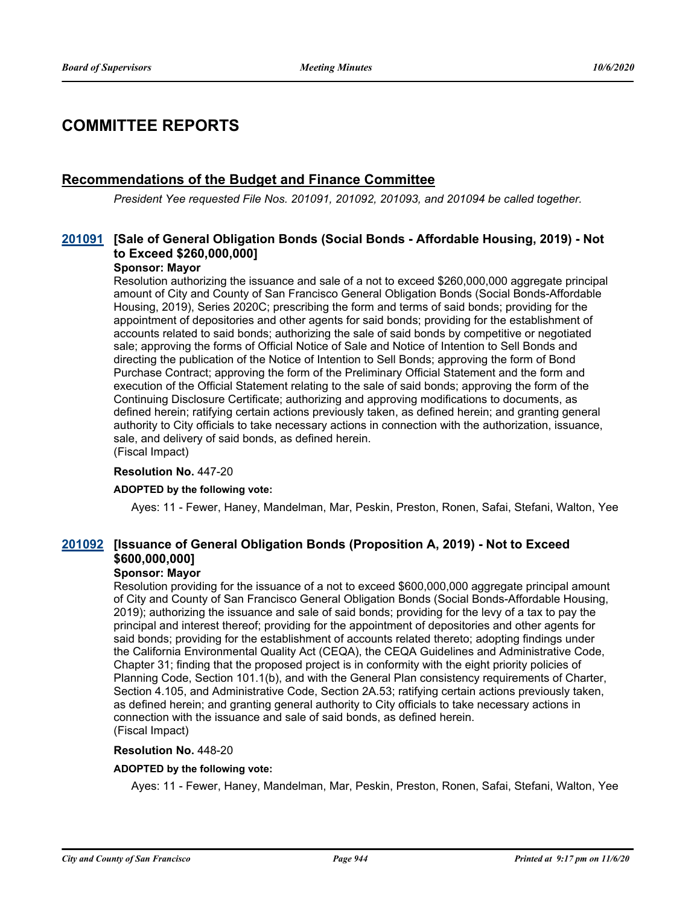# COMMITTEE REPORTS

## Recommendations of the Budget and Finance Committee

*President Yee requested File Nos. 201091, 201092, 201093, and 201094 be called together.*

### 201091 [Sale of General Obligation Bonds (Social Bonds - Affordable Housing, 2019) - Not to Exceed $260,000,000]

**Sponsor: Mayor**

Resolution authorizing the issuance and sale of a not to exceed $260,000,000 aggregate principal amount of City and County of San Francisco General Obligation Bonds (Social Bonds-Affordable Housing, 2019), Series 2020C; prescribing the form and terms of said bonds; providing for the appointment of depositories and other agents for said bonds; providing for the establishment of accounts related to said bonds; authorizing the sale of said bonds by competitive or negotiated sale; approving the forms of Official Notice of Sale and Notice of Intention to Sell Bonds and directing the publication of the Notice of Intention to Sell Bonds; approving the form of Bond Purchase Contract; approving the form of the Preliminary Official Statement and the form and execution of the Official Statement relating to the sale of said bonds; approving the form of the Continuing Disclosure Certificate; authorizing and approving modifications to documents, as defined herein; ratifying certain actions previously taken, as defined herein; and granting general authority to City officials to take necessary actions in connection with the authorization, issuance, sale, and delivery of said bonds, as defined herein.
(Fiscal Impact)

**Resolution No.** 447-20

**ADOPTED by the following vote:**

Ayes: 11 - Fewer, Haney, Mandelman, Mar, Peskin, Preston, Ronen, Safai, Stefani, Walton, Yee

### 201092 [Issuance of General Obligation Bonds (Proposition A, 2019) - Not to Exceed $600,000,000]

**Sponsor: Mayor**

Resolution providing for the issuance of a not to exceed $600,000,000 aggregate principal amount of City and County of San Francisco General Obligation Bonds (Social Bonds-Affordable Housing, 2019); authorizing the issuance and sale of said bonds; providing for the levy of a tax to pay the principal and interest thereof; providing for the appointment of depositories and other agents for said bonds; providing for the establishment of accounts related thereto; adopting findings under the California Environmental Quality Act (CEQA), the CEQA Guidelines and Administrative Code, Chapter 31; finding that the proposed project is in conformity with the eight priority policies of Planning Code, Section 101.1(b), and with the General Plan consistency requirements of Charter, Section 4.105, and Administrative Code, Section 2A.53; ratifying certain actions previously taken, as defined herein; and granting general authority to City officials to take necessary actions in connection with the issuance and sale of said bonds, as defined herein.
(Fiscal Impact)

**Resolution No.** 448-20

**ADOPTED by the following vote:**

Ayes: 11 - Fewer, Haney, Mandelman, Mar, Peskin, Preston, Ronen, Safai, Stefani, Walton, Yee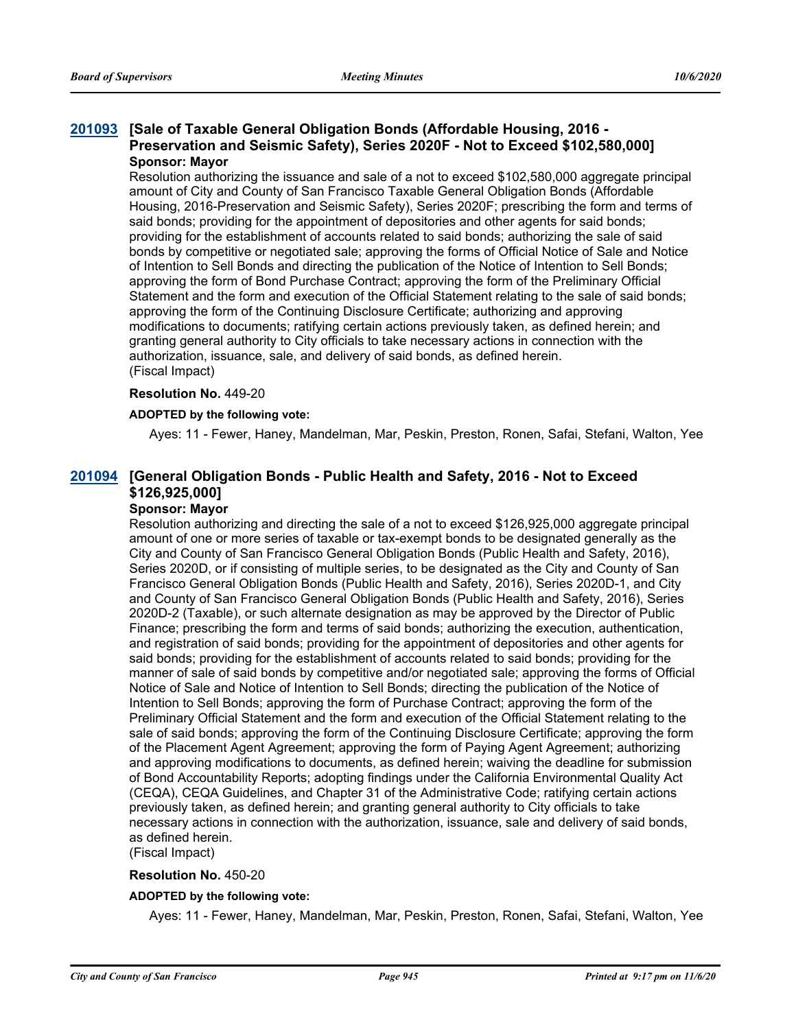### 201093 [Sale of Taxable General Obligation Bonds (Affordable Housing, 2016 - Preservation and Seismic Safety), Series 2020F - Not to Exceed $102,580,000]

**Sponsor: Mayor**

Resolution authorizing the issuance and sale of a not to exceed $102,580,000 aggregate principal amount of City and County of San Francisco Taxable General Obligation Bonds (Affordable Housing, 2016-Preservation and Seismic Safety), Series 2020F; prescribing the form and terms of said bonds; providing for the appointment of depositories and other agents for said bonds; providing for the establishment of accounts related to said bonds; authorizing the sale of said bonds by competitive or negotiated sale; approving the forms of Official Notice of Sale and Notice of Intention to Sell Bonds and directing the publication of the Notice of Intention to Sell Bonds; approving the form of Bond Purchase Contract; approving the form of the Preliminary Official Statement and the form and execution of the Official Statement relating to the sale of said bonds; approving the form of the Continuing Disclosure Certificate; authorizing and approving modifications to documents; ratifying certain actions previously taken, as defined herein; and granting general authority to City officials to take necessary actions in connection with the authorization, issuance, sale, and delivery of said bonds, as defined herein.
(Fiscal Impact)

**Resolution No.** 449-20

**ADOPTED by the following vote:**

Ayes: 11 - Fewer, Haney, Mandelman, Mar, Peskin, Preston, Ronen, Safai, Stefani, Walton, Yee

### 201094 [General Obligation Bonds - Public Health and Safety, 2016 - Not to Exceed $126,925,000]

**Sponsor: Mayor**

Resolution authorizing and directing the sale of a not to exceed $126,925,000 aggregate principal amount of one or more series of taxable or tax-exempt bonds to be designated generally as the City and County of San Francisco General Obligation Bonds (Public Health and Safety, 2016), Series 2020D, or if consisting of multiple series, to be designated as the City and County of San Francisco General Obligation Bonds (Public Health and Safety, 2016), Series 2020D-1, and City and County of San Francisco General Obligation Bonds (Public Health and Safety, 2016), Series 2020D-2 (Taxable), or such alternate designation as may be approved by the Director of Public Finance; prescribing the form and terms of said bonds; authorizing the execution, authentication, and registration of said bonds; providing for the appointment of depositories and other agents for said bonds; providing for the establishment of accounts related to said bonds; providing for the manner of sale of said bonds by competitive and/or negotiated sale; approving the forms of Official Notice of Sale and Notice of Intention to Sell Bonds; directing the publication of the Notice of Intention to Sell Bonds; approving the form of Purchase Contract; approving the form of the Preliminary Official Statement and the form and execution of the Official Statement relating to the sale of said bonds; approving the form of the Continuing Disclosure Certificate; approving the form of the Placement Agent Agreement; approving the form of Paying Agent Agreement; authorizing and approving modifications to documents, as defined herein; waiving the deadline for submission of Bond Accountability Reports; adopting findings under the California Environmental Quality Act (CEQA), CEQA Guidelines, and Chapter 31 of the Administrative Code; ratifying certain actions previously taken, as defined herein; and granting general authority to City officials to take necessary actions in connection with the authorization, issuance, sale and delivery of said bonds, as defined herein.
(Fiscal Impact)

**Resolution No.** 450-20

**ADOPTED by the following vote:**

Ayes: 11 - Fewer, Haney, Mandelman, Mar, Peskin, Preston, Ronen, Safai, Stefani, Walton, Yee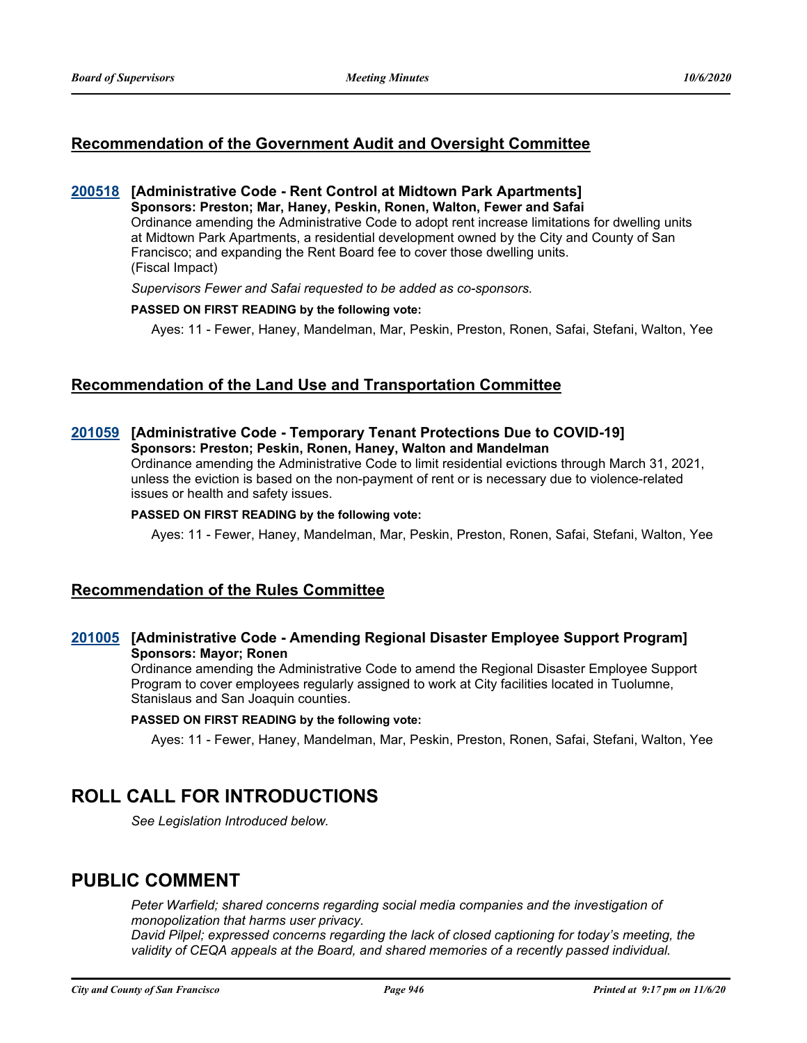## Recommendation of the Government Audit and Oversight Committee

**200518 [Administrative Code - Rent Control at Midtown Park Apartments]**
**Sponsors: Preston; Mar, Haney, Peskin, Ronen, Walton, Fewer and Safai**
Ordinance amending the Administrative Code to adopt rent increase limitations for dwelling units at Midtown Park Apartments, a residential development owned by the City and County of San Francisco; and expanding the Rent Board fee to cover those dwelling units.
(Fiscal Impact)

*Supervisors Fewer and Safai requested to be added as co-sponsors.*

**PASSED ON FIRST READING by the following vote:**

Ayes: 11 - Fewer, Haney, Mandelman, Mar, Peskin, Preston, Ronen, Safai, Stefani, Walton, Yee

## Recommendation of the Land Use and Transportation Committee

**201059 [Administrative Code - Temporary Tenant Protections Due to COVID-19]**
**Sponsors: Preston; Peskin, Ronen, Haney, Walton and Mandelman**
Ordinance amending the Administrative Code to limit residential evictions through March 31, 2021, unless the eviction is based on the non-payment of rent or is necessary due to violence-related issues or health and safety issues.

**PASSED ON FIRST READING by the following vote:**

Ayes: 11 - Fewer, Haney, Mandelman, Mar, Peskin, Preston, Ronen, Safai, Stefani, Walton, Yee

## Recommendation of the Rules Committee

**201005 [Administrative Code - Amending Regional Disaster Employee Support Program]**
**Sponsors: Mayor; Ronen**
Ordinance amending the Administrative Code to amend the Regional Disaster Employee Support Program to cover employees regularly assigned to work at City facilities located in Tuolumne, Stanislaus and San Joaquin counties.

**PASSED ON FIRST READING by the following vote:**

Ayes: 11 - Fewer, Haney, Mandelman, Mar, Peskin, Preston, Ronen, Safai, Stefani, Walton, Yee

# ROLL CALL FOR INTRODUCTIONS

*See Legislation Introduced below.*

# PUBLIC COMMENT

*Peter Warfield; shared concerns regarding social media companies and the investigation of monopolization that harms user privacy.*
*David Pilpel; expressed concerns regarding the lack of closed captioning for today's meeting, the validity of CEQA appeals at the Board, and shared memories of a recently passed individual.*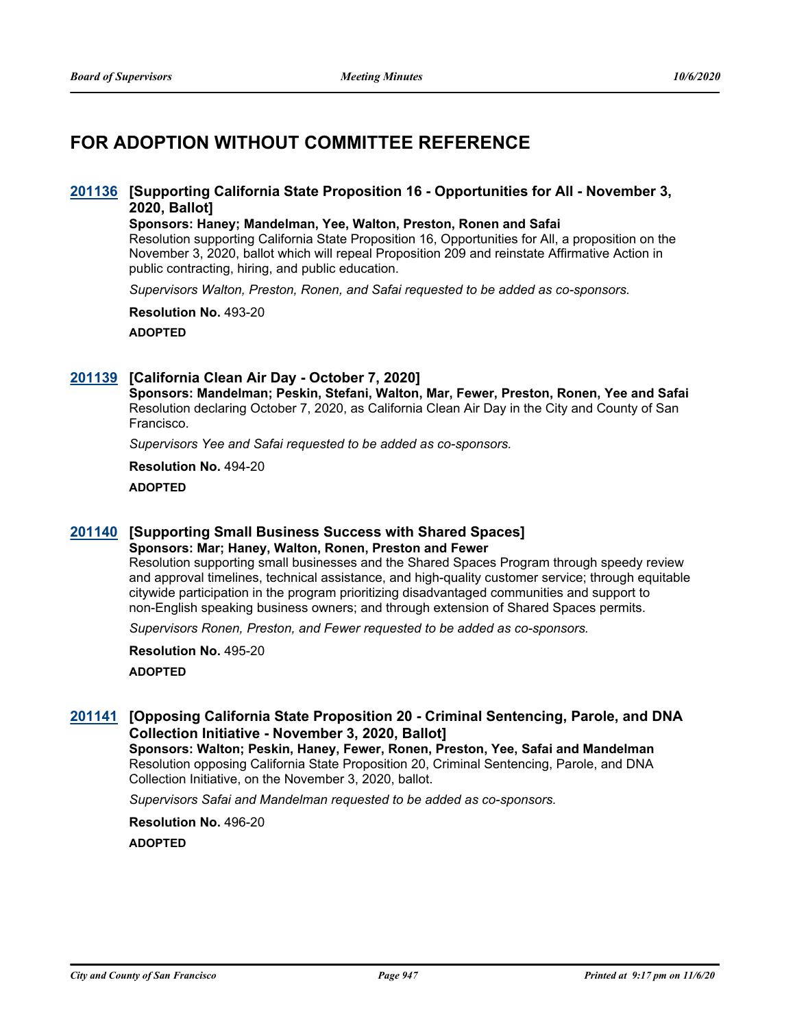# FOR ADOPTION WITHOUT COMMITTEE REFERENCE

### 201136 [Supporting California State Proposition 16 - Opportunities for All - November 3, 2020, Ballot]

**Sponsors: Haney; Mandelman, Yee, Walton, Preston, Ronen and Safai**

Resolution supporting California State Proposition 16, Opportunities for All, a proposition on the November 3, 2020, ballot which will repeal Proposition 209 and reinstate Affirmative Action in public contracting, hiring, and public education.

*Supervisors Walton, Preston, Ronen, and Safai requested to be added as co-sponsors.*

**Resolution No.** 493-20

**ADOPTED**

### 201139 [California Clean Air Day - October 7, 2020]

**Sponsors: Mandelman; Peskin, Stefani, Walton, Mar, Fewer, Preston, Ronen, Yee and Safai**

Resolution declaring October 7, 2020, as California Clean Air Day in the City and County of San Francisco.

*Supervisors Yee and Safai requested to be added as co-sponsors.*

**Resolution No.** 494-20

**ADOPTED**

### 201140 [Supporting Small Business Success with Shared Spaces]

**Sponsors: Mar; Haney, Walton, Ronen, Preston and Fewer**

Resolution supporting small businesses and the Shared Spaces Program through speedy review and approval timelines, technical assistance, and high-quality customer service; through equitable citywide participation in the program prioritizing disadvantaged communities and support to non-English speaking business owners; and through extension of Shared Spaces permits.

*Supervisors Ronen, Preston, and Fewer requested to be added as co-sponsors.*

**Resolution No.** 495-20

**ADOPTED**

### 201141 [Opposing California State Proposition 20 - Criminal Sentencing, Parole, and DNA Collection Initiative - November 3, 2020, Ballot]

**Sponsors: Walton; Peskin, Haney, Fewer, Ronen, Preston, Yee, Safai and Mandelman**

Resolution opposing California State Proposition 20, Criminal Sentencing, Parole, and DNA Collection Initiative, on the November 3, 2020, ballot.

*Supervisors Safai and Mandelman requested to be added as co-sponsors.*

**Resolution No.** 496-20

**ADOPTED**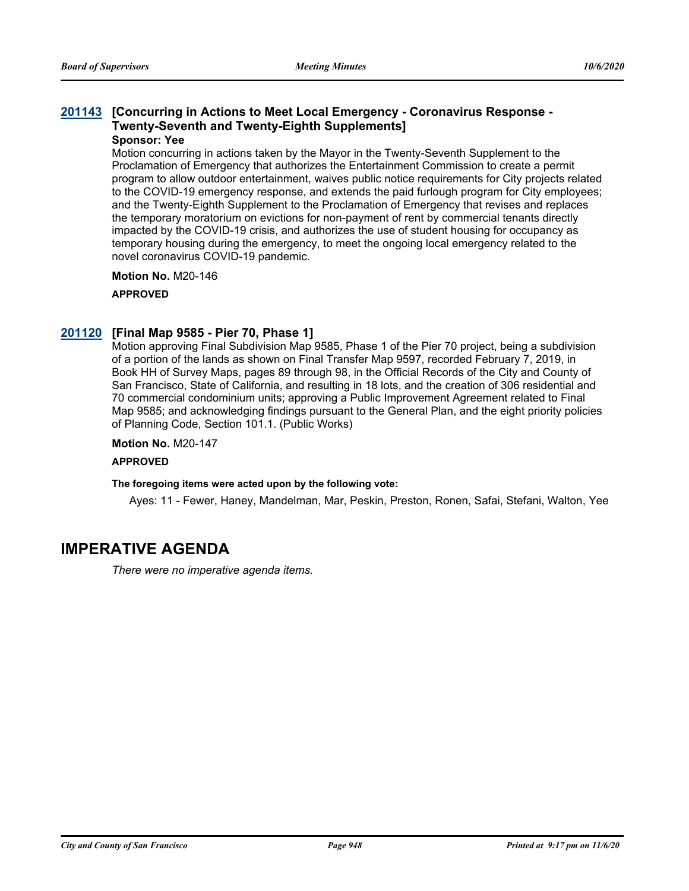### 201143 [Concurring in Actions to Meet Local Emergency - Coronavirus Response - Twenty-Seventh and Twenty-Eighth Supplements]

**Sponsor: Yee**

Motion concurring in actions taken by the Mayor in the Twenty-Seventh Supplement to the Proclamation of Emergency that authorizes the Entertainment Commission to create a permit program to allow outdoor entertainment, waives public notice requirements for City projects related to the COVID-19 emergency response, and extends the paid furlough program for City employees; and the Twenty-Eighth Supplement to the Proclamation of Emergency that revises and replaces the temporary moratorium on evictions for non-payment of rent by commercial tenants directly impacted by the COVID-19 crisis, and authorizes the use of student housing for occupancy as temporary housing during the emergency, to meet the ongoing local emergency related to the novel coronavirus COVID-19 pandemic.

**Motion No.** M20-146

**APPROVED**

### 201120 [Final Map 9585 - Pier 70, Phase 1]

Motion approving Final Subdivision Map 9585, Phase 1 of the Pier 70 project, being a subdivision of a portion of the lands as shown on Final Transfer Map 9597, recorded February 7, 2019, in Book HH of Survey Maps, pages 89 through 98, in the Official Records of the City and County of San Francisco, State of California, and resulting in 18 lots, and the creation of 306 residential and 70 commercial condominium units; approving a Public Improvement Agreement related to Final Map 9585; and acknowledging findings pursuant to the General Plan, and the eight priority policies of Planning Code, Section 101.1. (Public Works)

**Motion No.** M20-147

**APPROVED**

**The foregoing items were acted upon by the following vote:**

Ayes: 11 - Fewer, Haney, Mandelman, Mar, Peskin, Preston, Ronen, Safai, Stefani, Walton, Yee

## IMPERATIVE AGENDA

*There were no imperative agenda items.*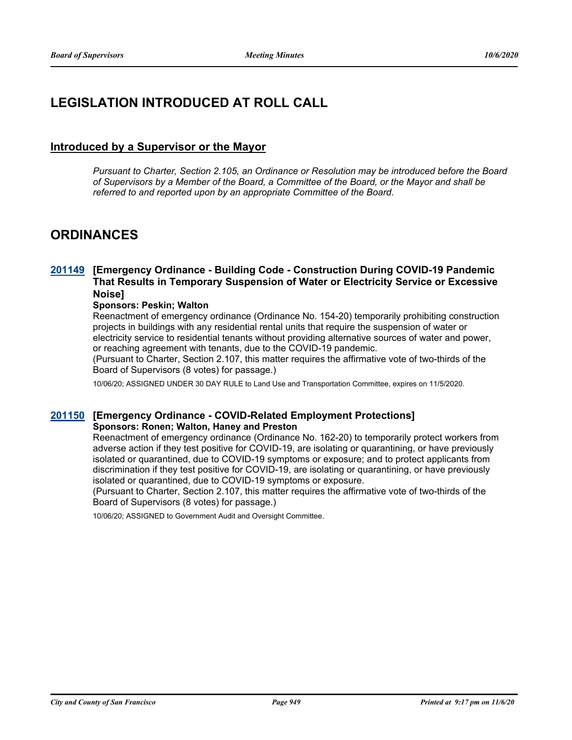## LEGISLATION INTRODUCED AT ROLL CALL

### Introduced by a Supervisor or the Mayor

*Pursuant to Charter, Section 2.105, an Ordinance or Resolution may be introduced before the Board of Supervisors by a Member of the Board, a Committee of the Board, or the Mayor and shall be referred to and reported upon by an appropriate Committee of the Board.*

## ORDINANCES

**201149 [Emergency Ordinance - Building Code - Construction During COVID-19 Pandemic That Results in Temporary Suspension of Water or Electricity Service or Excessive Noise]**

**Sponsors: Peskin; Walton**

Reenactment of emergency ordinance (Ordinance No. 154-20) temporarily prohibiting construction projects in buildings with any residential rental units that require the suspension of water or electricity service to residential tenants without providing alternative sources of water and power, or reaching agreement with tenants, due to the COVID-19 pandemic.

(Pursuant to Charter, Section 2.107, this matter requires the affirmative vote of two-thirds of the Board of Supervisors (8 votes) for passage.)

10/06/20; ASSIGNED UNDER 30 DAY RULE to Land Use and Transportation Committee, expires on 11/5/2020.

**201150 [Emergency Ordinance - COVID-Related Employment Protections]**

**Sponsors: Ronen; Walton, Haney and Preston**

Reenactment of emergency ordinance (Ordinance No. 162-20) to temporarily protect workers from adverse action if they test positive for COVID-19, are isolating or quarantining, or have previously isolated or quarantined, due to COVID-19 symptoms or exposure; and to protect applicants from discrimination if they test positive for COVID-19, are isolating or quarantining, or have previously isolated or quarantined, due to COVID-19 symptoms or exposure.

(Pursuant to Charter, Section 2.107, this matter requires the affirmative vote of two-thirds of the Board of Supervisors (8 votes) for passage.)

10/06/20; ASSIGNED to Government Audit and Oversight Committee.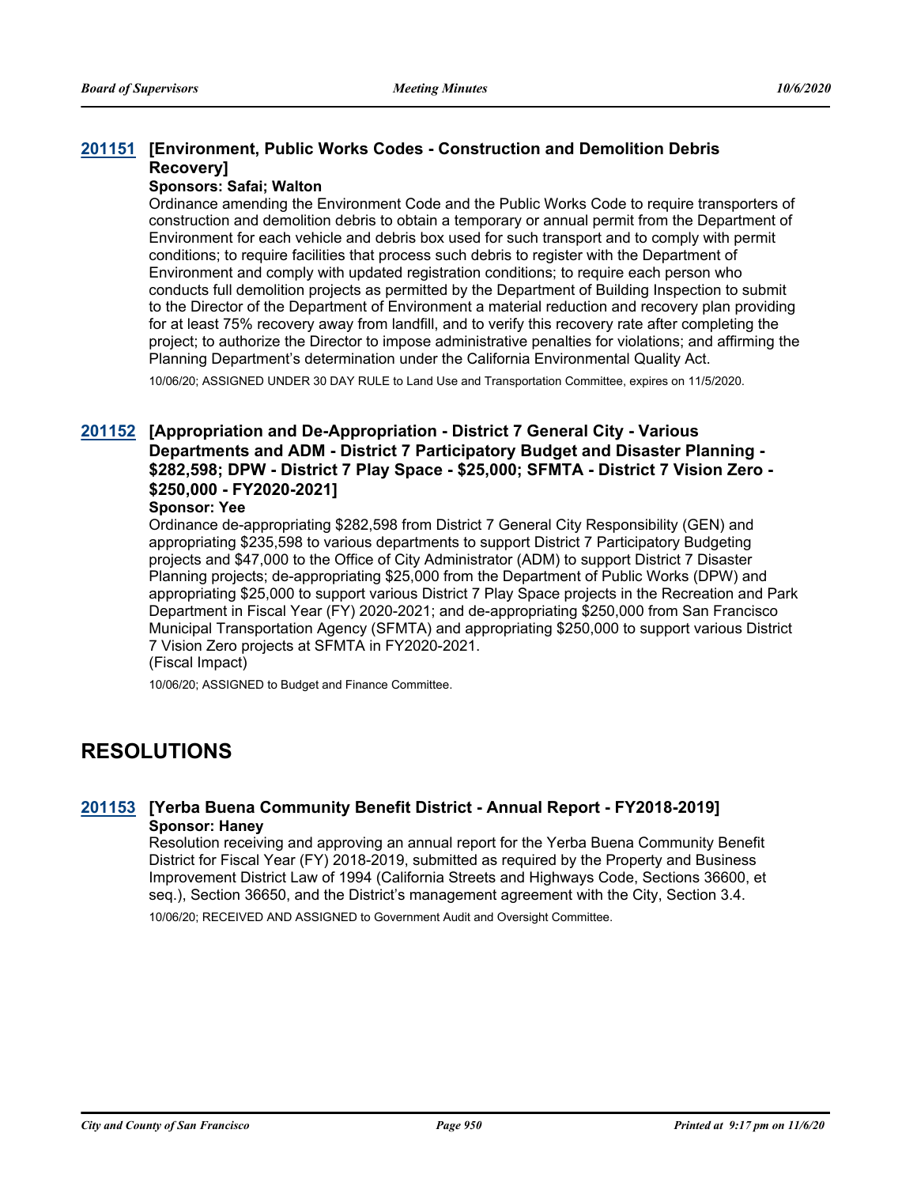### 201151 [Environment, Public Works Codes - Construction and Demolition Debris Recovery]

**Sponsors: Safai; Walton**

Ordinance amending the Environment Code and the Public Works Code to require transporters of construction and demolition debris to obtain a temporary or annual permit from the Department of Environment for each vehicle and debris box used for such transport and to comply with permit conditions; to require facilities that process such debris to register with the Department of Environment and comply with updated registration conditions; to require each person who conducts full demolition projects as permitted by the Department of Building Inspection to submit to the Director of the Department of Environment a material reduction and recovery plan providing for at least 75% recovery away from landfill, and to verify this recovery rate after completing the project; to authorize the Director to impose administrative penalties for violations; and affirming the Planning Department's determination under the California Environmental Quality Act.

10/06/20; ASSIGNED UNDER 30 DAY RULE to Land Use and Transportation Committee, expires on 11/5/2020.

### 201152 [Appropriation and De-Appropriation - District 7 General City - Various Departments and ADM - District 7 Participatory Budget and Disaster Planning - $282,598; DPW - District 7 Play Space - $25,000; SFMTA - District 7 Vision Zero - $250,000 - FY2020-2021]

**Sponsor: Yee**

Ordinance de-appropriating $282,598 from District 7 General City Responsibility (GEN) and appropriating $235,598 to various departments to support District 7 Participatory Budgeting projects and $47,000 to the Office of City Administrator (ADM) to support District 7 Disaster Planning projects; de-appropriating $25,000 from the Department of Public Works (DPW) and appropriating $25,000 to support various District 7 Play Space projects in the Recreation and Park Department in Fiscal Year (FY) 2020-2021; and de-appropriating $250,000 from San Francisco Municipal Transportation Agency (SFMTA) and appropriating $250,000 to support various District 7 Vision Zero projects at SFMTA in FY2020-2021.
(Fiscal Impact)

10/06/20; ASSIGNED to Budget and Finance Committee.

## RESOLUTIONS

### 201153 [Yerba Buena Community Benefit District - Annual Report - FY2018-2019]

**Sponsor: Haney**

Resolution receiving and approving an annual report for the Yerba Buena Community Benefit District for Fiscal Year (FY) 2018-2019, submitted as required by the Property and Business Improvement District Law of 1994 (California Streets and Highways Code, Sections 36600, et seq.), Section 36650, and the District's management agreement with the City, Section 3.4.

10/06/20; RECEIVED AND ASSIGNED to Government Audit and Oversight Committee.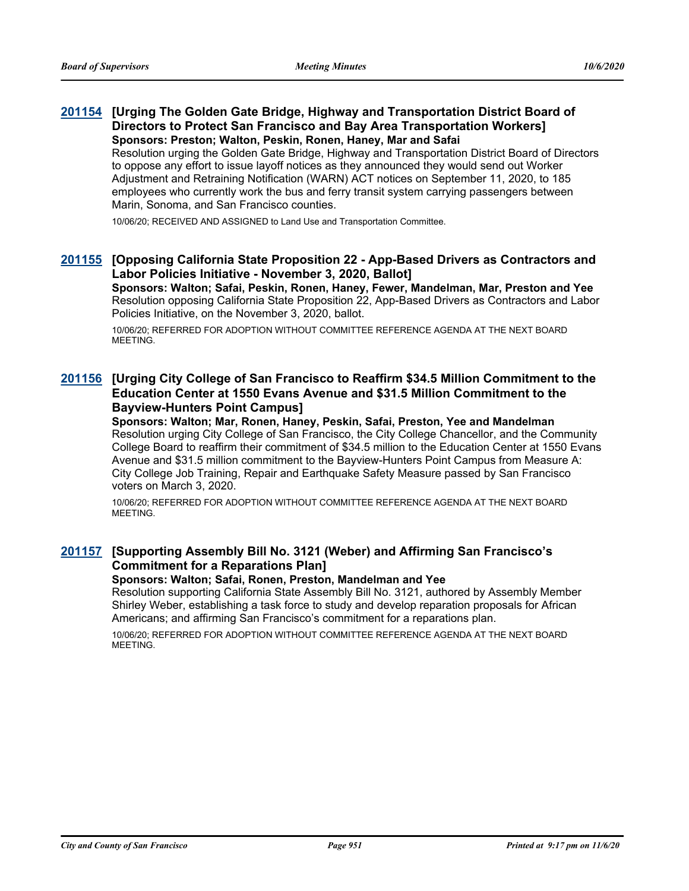### 201154 [Urging The Golden Gate Bridge, Highway and Transportation District Board of Directors to Protect San Francisco and Bay Area Transportation Workers]

**Sponsors: Preston; Walton, Peskin, Ronen, Haney, Mar and Safai**

Resolution urging the Golden Gate Bridge, Highway and Transportation District Board of Directors to oppose any effort to issue layoff notices as they announced they would send out Worker Adjustment and Retraining Notification (WARN) ACT notices on September 11, 2020, to 185 employees who currently work the bus and ferry transit system carrying passengers between Marin, Sonoma, and San Francisco counties.

10/06/20; RECEIVED AND ASSIGNED to Land Use and Transportation Committee.

### 201155 [Opposing California State Proposition 22 - App-Based Drivers as Contractors and Labor Policies Initiative - November 3, 2020, Ballot]

**Sponsors: Walton; Safai, Peskin, Ronen, Haney, Fewer, Mandelman, Mar, Preston and Yee**

Resolution opposing California State Proposition 22, App-Based Drivers as Contractors and Labor Policies Initiative, on the November 3, 2020, ballot.

10/06/20; REFERRED FOR ADOPTION WITHOUT COMMITTEE REFERENCE AGENDA AT THE NEXT BOARD MEETING.

### 201156 [Urging City College of San Francisco to Reaffirm $34.5 Million Commitment to the Education Center at 1550 Evans Avenue and $31.5 Million Commitment to the Bayview-Hunters Point Campus]

**Sponsors: Walton; Mar, Ronen, Haney, Peskin, Safai, Preston, Yee and Mandelman**

Resolution urging City College of San Francisco, the City College Chancellor, and the Community College Board to reaffirm their commitment of $34.5 million to the Education Center at 1550 Evans Avenue and $31.5 million commitment to the Bayview-Hunters Point Campus from Measure A: City College Job Training, Repair and Earthquake Safety Measure passed by San Francisco voters on March 3, 2020.

10/06/20; REFERRED FOR ADOPTION WITHOUT COMMITTEE REFERENCE AGENDA AT THE NEXT BOARD MEETING.

### 201157 [Supporting Assembly Bill No. 3121 (Weber) and Affirming San Francisco's Commitment for a Reparations Plan]

**Sponsors: Walton; Safai, Ronen, Preston, Mandelman and Yee**

Resolution supporting California State Assembly Bill No. 3121, authored by Assembly Member Shirley Weber, establishing a task force to study and develop reparation proposals for African Americans; and affirming San Francisco's commitment for a reparations plan.

10/06/20; REFERRED FOR ADOPTION WITHOUT COMMITTEE REFERENCE AGENDA AT THE NEXT BOARD MEETING.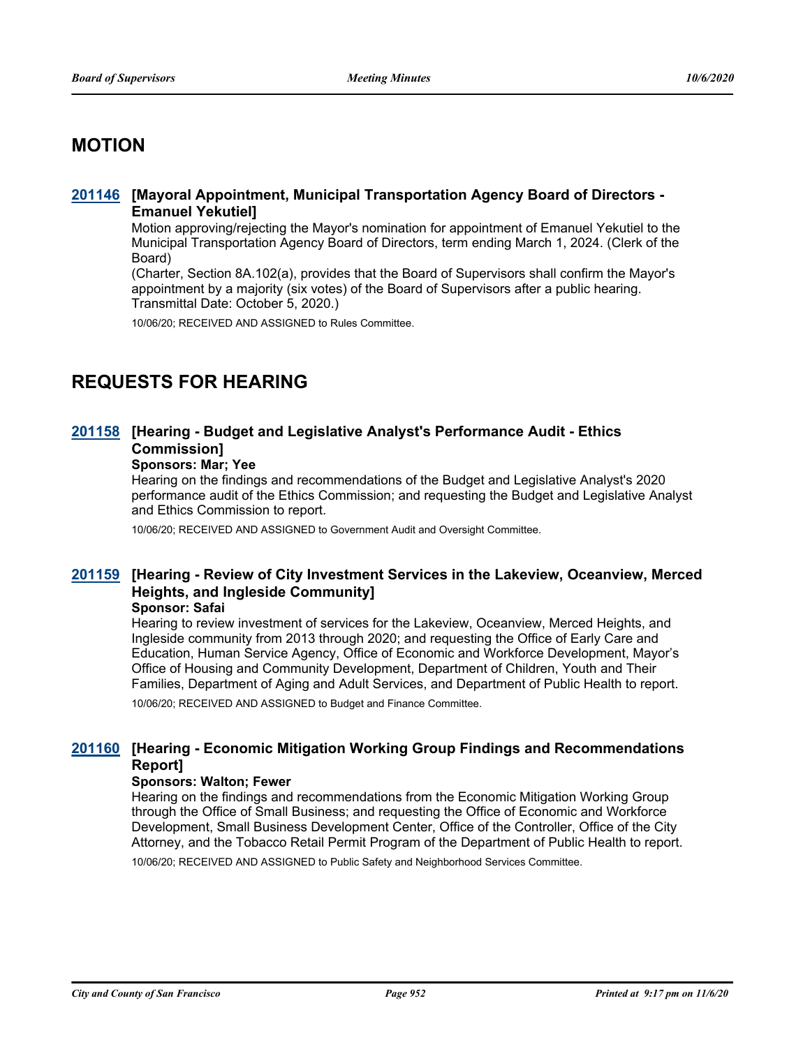## MOTION

### 201146 [Mayoral Appointment, Municipal Transportation Agency Board of Directors - Emanuel Yekutiel]

Motion approving/rejecting the Mayor's nomination for appointment of Emanuel Yekutiel to the Municipal Transportation Agency Board of Directors, term ending March 1, 2024. (Clerk of the Board)

(Charter, Section 8A.102(a), provides that the Board of Supervisors shall confirm the Mayor's appointment by a majority (six votes) of the Board of Supervisors after a public hearing. Transmittal Date: October 5, 2020.)

10/06/20; RECEIVED AND ASSIGNED to Rules Committee.

## REQUESTS FOR HEARING

### 201158 [Hearing - Budget and Legislative Analyst's Performance Audit - Ethics Commission]

**Sponsors: Mar; Yee**

Hearing on the findings and recommendations of the Budget and Legislative Analyst's 2020 performance audit of the Ethics Commission; and requesting the Budget and Legislative Analyst and Ethics Commission to report.

10/06/20; RECEIVED AND ASSIGNED to Government Audit and Oversight Committee.

### 201159 [Hearing - Review of City Investment Services in the Lakeview, Oceanview, Merced Heights, and Ingleside Community]

**Sponsor: Safai**

Hearing to review investment of services for the Lakeview, Oceanview, Merced Heights, and Ingleside community from 2013 through 2020; and requesting the Office of Early Care and Education, Human Service Agency, Office of Economic and Workforce Development, Mayor's Office of Housing and Community Development, Department of Children, Youth and Their Families, Department of Aging and Adult Services, and Department of Public Health to report.

10/06/20; RECEIVED AND ASSIGNED to Budget and Finance Committee.

### 201160 [Hearing - Economic Mitigation Working Group Findings and Recommendations Report]

**Sponsors: Walton; Fewer**

Hearing on the findings and recommendations from the Economic Mitigation Working Group through the Office of Small Business; and requesting the Office of Economic and Workforce Development, Small Business Development Center, Office of the Controller, Office of the City Attorney, and the Tobacco Retail Permit Program of the Department of Public Health to report.

10/06/20; RECEIVED AND ASSIGNED to Public Safety and Neighborhood Services Committee.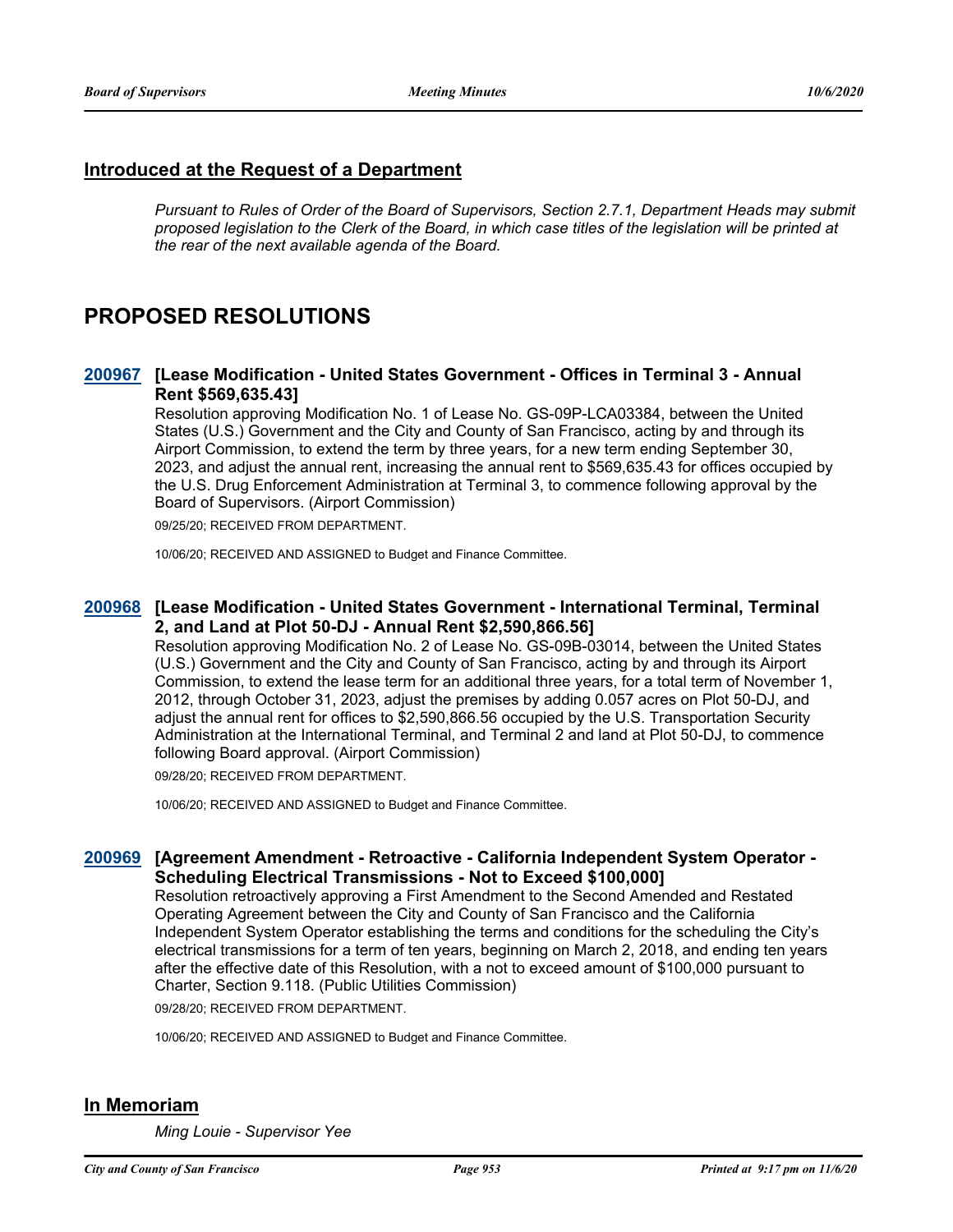## Introduced at the Request of a Department

*Pursuant to Rules of Order of the Board of Supervisors, Section 2.7.1, Department Heads may submit proposed legislation to the Clerk of the Board, in which case titles of the legislation will be printed at the rear of the next available agenda of the Board.*

# PROPOSED RESOLUTIONS

### 200967 [Lease Modification - United States Government - Offices in Terminal 3 - Annual Rent $569,635.43]

Resolution approving Modification No. 1 of Lease No. GS-09P-LCA03384, between the United States (U.S.) Government and the City and County of San Francisco, acting by and through its Airport Commission, to extend the term by three years, for a new term ending September 30, 2023, and adjust the annual rent, increasing the annual rent to $569,635.43 for offices occupied by the U.S. Drug Enforcement Administration at Terminal 3, to commence following approval by the Board of Supervisors. (Airport Commission)

09/25/20; RECEIVED FROM DEPARTMENT.

10/06/20; RECEIVED AND ASSIGNED to Budget and Finance Committee.

### 200968 [Lease Modification - United States Government - International Terminal, Terminal 2, and Land at Plot 50-DJ - Annual Rent $2,590,866.56]

Resolution approving Modification No. 2 of Lease No. GS-09B-03014, between the United States (U.S.) Government and the City and County of San Francisco, acting by and through its Airport Commission, to extend the lease term for an additional three years, for a total term of November 1, 2012, through October 31, 2023, adjust the premises by adding 0.057 acres on Plot 50-DJ, and adjust the annual rent for offices to $2,590,866.56 occupied by the U.S. Transportation Security Administration at the International Terminal, and Terminal 2 and land at Plot 50-DJ, to commence following Board approval. (Airport Commission)

09/28/20; RECEIVED FROM DEPARTMENT.

10/06/20; RECEIVED AND ASSIGNED to Budget and Finance Committee.

### 200969 [Agreement Amendment - Retroactive - California Independent System Operator - Scheduling Electrical Transmissions - Not to Exceed $100,000]

Resolution retroactively approving a First Amendment to the Second Amended and Restated Operating Agreement between the City and County of San Francisco and the California Independent System Operator establishing the terms and conditions for the scheduling the City's electrical transmissions for a term of ten years, beginning on March 2, 2018, and ending ten years after the effective date of this Resolution, with a not to exceed amount of $100,000 pursuant to Charter, Section 9.118. (Public Utilities Commission)

09/28/20; RECEIVED FROM DEPARTMENT.

10/06/20; RECEIVED AND ASSIGNED to Budget and Finance Committee.

## In Memoriam

*Ming Louie - Supervisor Yee*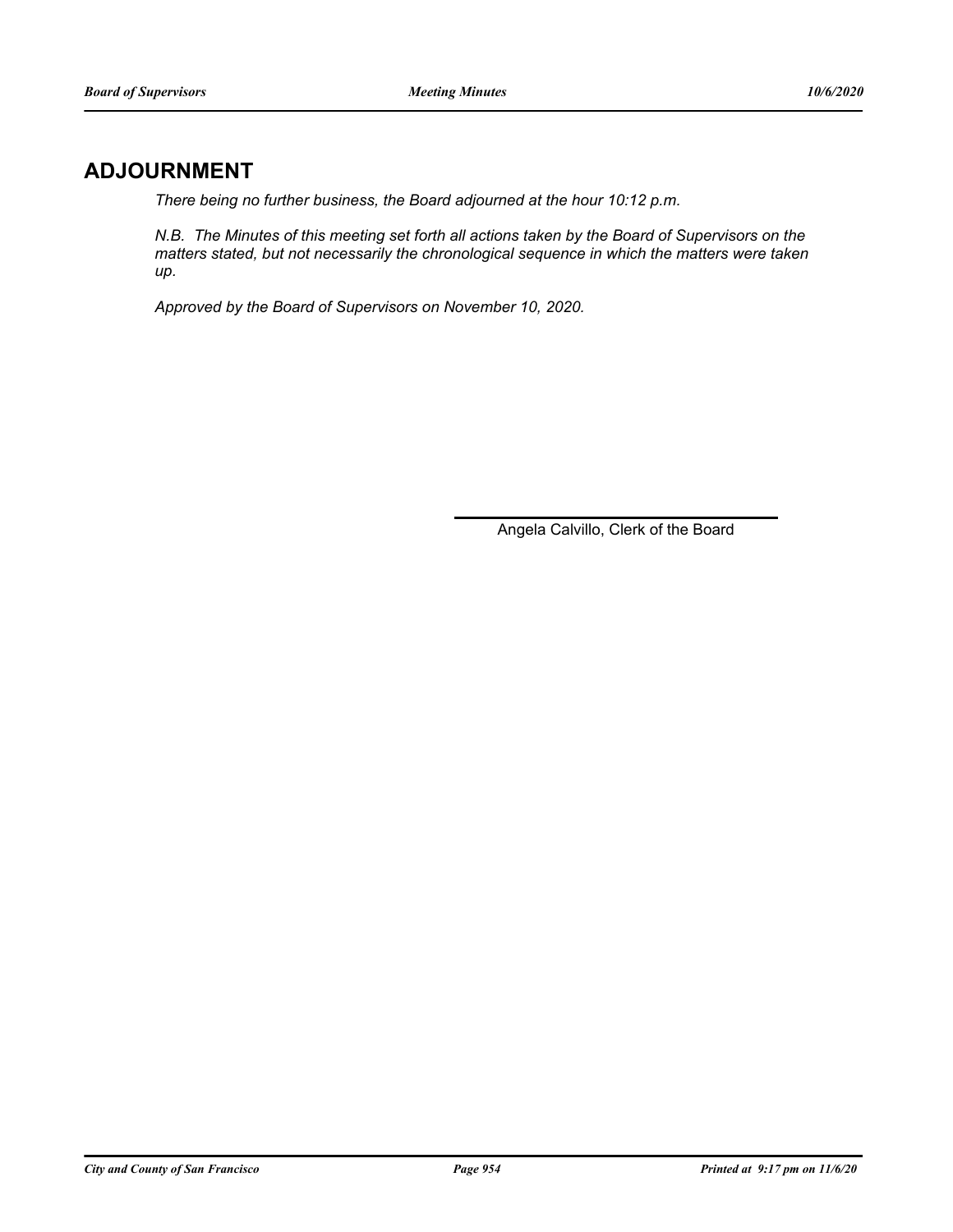## ADJOURNMENT

*There being no further business, the Board adjourned at the hour 10:12 p.m.*

*N.B. The Minutes of this meeting set forth all actions taken by the Board of Supervisors on the matters stated, but not necessarily the chronological sequence in which the matters were taken up.*

*Approved by the Board of Supervisors on November 10, 2020.*

Angela Calvillo, Clerk of the Board